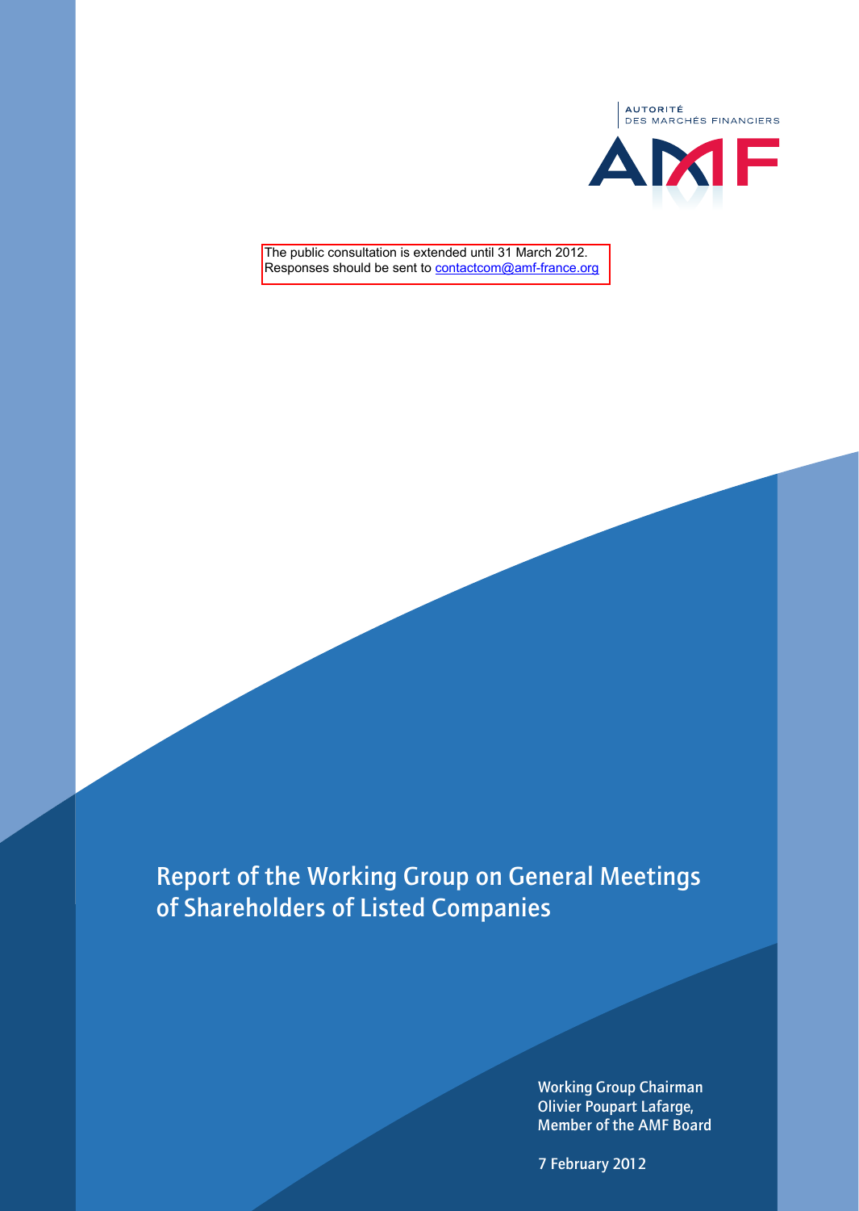AUTORITÉ
DES MARCHÉS FINANCIERS

AMF

The public consultation is extended until 31 March 2012.
Responses should be sent to contactcom@amf-france.org

# Report of the Working Group on General Meetings of Shareholders of Listed Companies

Working Group Chairman
Olivier Poupart Lafarge,
Member of the AMF Board

7 February 2012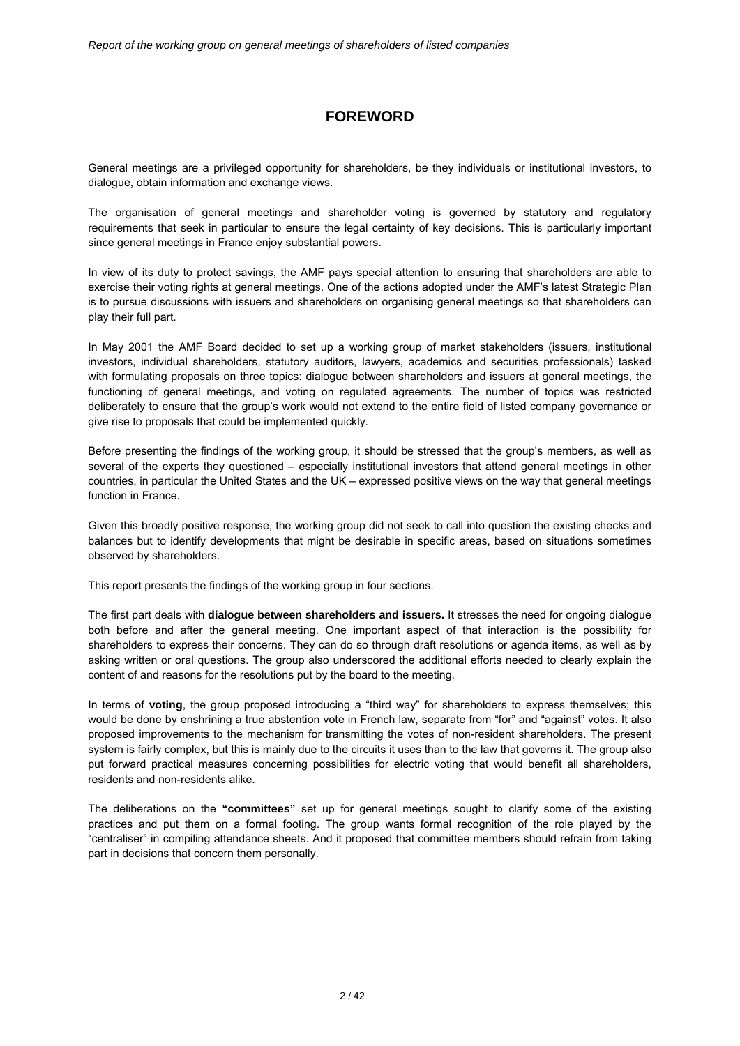# FOREWORD

General meetings are a privileged opportunity for shareholders, be they individuals or institutional investors, to dialogue, obtain information and exchange views.

The organisation of general meetings and shareholder voting is governed by statutory and regulatory requirements that seek in particular to ensure the legal certainty of key decisions. This is particularly important since general meetings in France enjoy substantial powers.

In view of its duty to protect savings, the AMF pays special attention to ensuring that shareholders are able to exercise their voting rights at general meetings. One of the actions adopted under the AMF's latest Strategic Plan is to pursue discussions with issuers and shareholders on organising general meetings so that shareholders can play their full part.

In May 2001 the AMF Board decided to set up a working group of market stakeholders (issuers, institutional investors, individual shareholders, statutory auditors, lawyers, academics and securities professionals) tasked with formulating proposals on three topics: dialogue between shareholders and issuers at general meetings, the functioning of general meetings, and voting on regulated agreements. The number of topics was restricted deliberately to ensure that the group's work would not extend to the entire field of listed company governance or give rise to proposals that could be implemented quickly.

Before presenting the findings of the working group, it should be stressed that the group's members, as well as several of the experts they questioned – especially institutional investors that attend general meetings in other countries, in particular the United States and the UK – expressed positive views on the way that general meetings function in France.

Given this broadly positive response, the working group did not seek to call into question the existing checks and balances but to identify developments that might be desirable in specific areas, based on situations sometimes observed by shareholders.

This report presents the findings of the working group in four sections.

The first part deals with **dialogue between shareholders and issuers.** It stresses the need for ongoing dialogue both before and after the general meeting. One important aspect of that interaction is the possibility for shareholders to express their concerns. They can do so through draft resolutions or agenda items, as well as by asking written or oral questions. The group also underscored the additional efforts needed to clearly explain the content of and reasons for the resolutions put by the board to the meeting.

In terms of **voting**, the group proposed introducing a "third way" for shareholders to express themselves; this would be done by enshrining a true abstention vote in French law, separate from "for" and "against" votes. It also proposed improvements to the mechanism for transmitting the votes of non-resident shareholders. The present system is fairly complex, but this is mainly due to the circuits it uses than to the law that governs it. The group also put forward practical measures concerning possibilities for electric voting that would benefit all shareholders, residents and non-residents alike.

The deliberations on the **"committees"** set up for general meetings sought to clarify some of the existing practices and put them on a formal footing. The group wants formal recognition of the role played by the "centraliser" in compiling attendance sheets. And it proposed that committee members should refrain from taking part in decisions that concern them personally.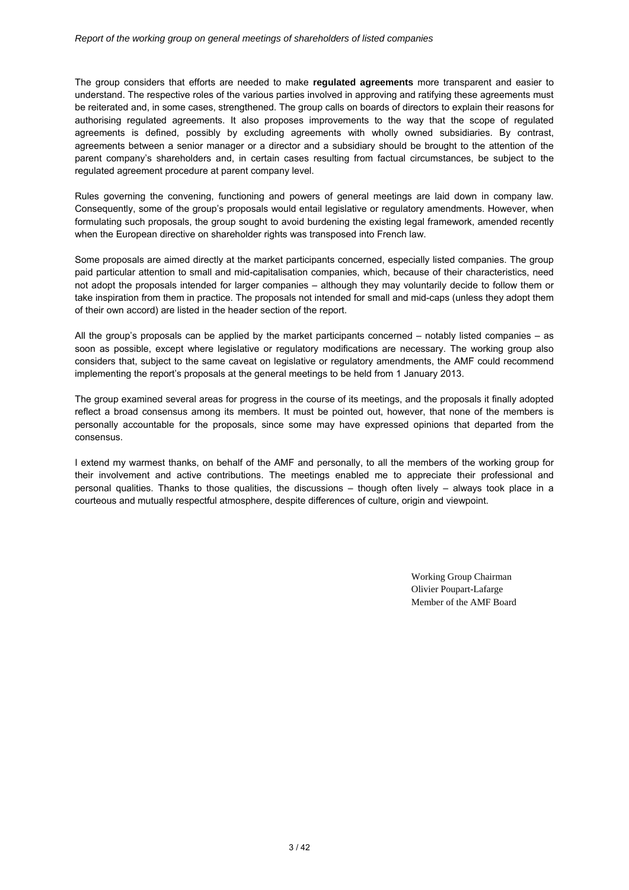The group considers that efforts are needed to make **regulated agreements** more transparent and easier to understand. The respective roles of the various parties involved in approving and ratifying these agreements must be reiterated and, in some cases, strengthened. The group calls on boards of directors to explain their reasons for authorising regulated agreements. It also proposes improvements to the way that the scope of regulated agreements is defined, possibly by excluding agreements with wholly owned subsidiaries. By contrast, agreements between a senior manager or a director and a subsidiary should be brought to the attention of the parent company's shareholders and, in certain cases resulting from factual circumstances, be subject to the regulated agreement procedure at parent company level.

Rules governing the convening, functioning and powers of general meetings are laid down in company law. Consequently, some of the group's proposals would entail legislative or regulatory amendments. However, when formulating such proposals, the group sought to avoid burdening the existing legal framework, amended recently when the European directive on shareholder rights was transposed into French law.

Some proposals are aimed directly at the market participants concerned, especially listed companies. The group paid particular attention to small and mid-capitalisation companies, which, because of their characteristics, need not adopt the proposals intended for larger companies – although they may voluntarily decide to follow them or take inspiration from them in practice. The proposals not intended for small and mid-caps (unless they adopt them of their own accord) are listed in the header section of the report.

All the group's proposals can be applied by the market participants concerned – notably listed companies – as soon as possible, except where legislative or regulatory modifications are necessary. The working group also considers that, subject to the same caveat on legislative or regulatory amendments, the AMF could recommend implementing the report's proposals at the general meetings to be held from 1 January 2013.

The group examined several areas for progress in the course of its meetings, and the proposals it finally adopted reflect a broad consensus among its members. It must be pointed out, however, that none of the members is personally accountable for the proposals, since some may have expressed opinions that departed from the consensus.

I extend my warmest thanks, on behalf of the AMF and personally, to all the members of the working group for their involvement and active contributions. The meetings enabled me to appreciate their professional and personal qualities. Thanks to those qualities, the discussions – though often lively – always took place in a courteous and mutually respectful atmosphere, despite differences of culture, origin and viewpoint.

Working Group Chairman
Olivier Poupart-Lafarge
Member of the AMF Board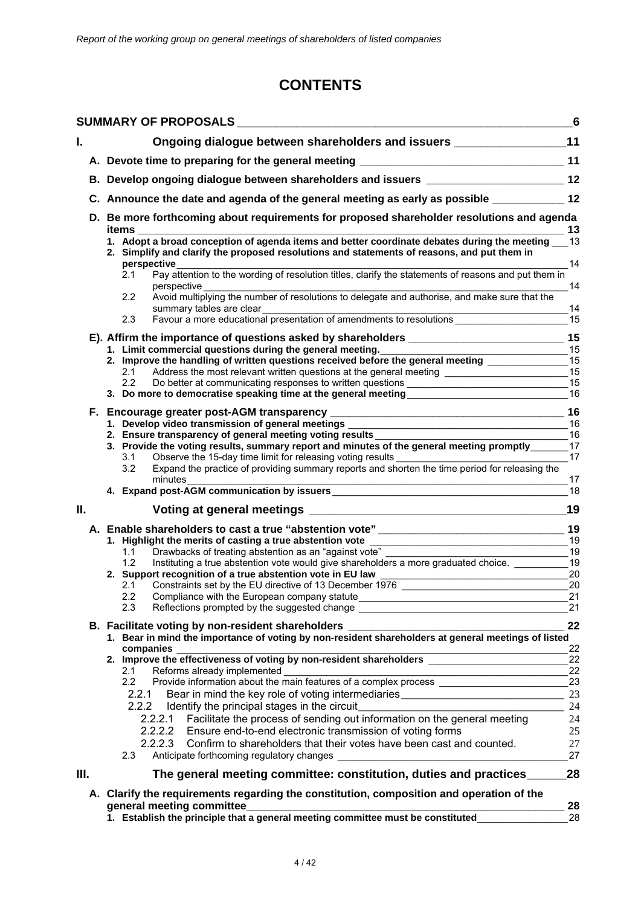# CONTENTS

**SUMMARY OF PROPOSALS** — 6

**I. Ongoing dialogue between shareholders and issuers** — 11

- **A. Devote time to preparing for the general meeting** — 11
- **B. Develop ongoing dialogue between shareholders and issuers** — 12
- **C. Announce the date and agenda of the general meeting as early as possible** — 12
- **D. Be more forthcoming about requirements for proposed shareholder resolutions and agenda items** — 13
  - **1. Adopt a broad conception of agenda items and better coordinate debates during the meeting** — 13
  - **2. Simplify and clarify the proposed resolutions and statements of reasons, and put them in perspective** — 14
    - 2.1 Pay attention to the wording of resolution titles, clarify the statements of reasons and put them in perspective — 14
    - 2.2 Avoid multiplying the number of resolutions to delegate and authorise, and make sure that the summary tables are clear — 14
    - 2.3 Favour a more educational presentation of amendments to resolutions — 15
- **E). Affirm the importance of questions asked by shareholders** — 15
  - **1. Limit commercial questions during the general meeting.** — 15
  - **2. Improve the handling of written questions received before the general meeting** — 15
    - 2.1 Address the most relevant written questions at the general meeting — 15
    - 2.2 Do better at communicating responses to written questions — 15
  - **3. Do more to democratise speaking time at the general meeting** — 16
- **F. Encourage greater post-AGM transparency** — 16
  - **1. Develop video transmission of general meetings** — 16
  - **2. Ensure transparency of general meeting voting results** — 16
  - **3. Provide the voting results, summary report and minutes of the general meeting promptly** — 17
    - 3.1 Observe the 15-day time limit for releasing voting results — 17
    - 3.2 Expand the practice of providing summary reports and shorten the time period for releasing the minutes — 17
  - **4. Expand post-AGM communication by issuers** — 18

**II. Voting at general meetings** — 19

- **A. Enable shareholders to cast a true "abstention vote"** — 19
  - **1. Highlight the merits of casting a true abstention vote** — 19
    - 1.1 Drawbacks of treating abstention as an "against vote" — 19
    - 1.2 Instituting a true abstention vote would give shareholders a more graduated choice. — 19
  - **2. Support recognition of a true abstention vote in EU law** — 20
    - 2.1 Constraints set by the EU directive of 13 December 1976 — 20
    - 2.2 Compliance with the European company statute — 21
    - 2.3 Reflections prompted by the suggested change — 21
- **B. Facilitate voting by non-resident shareholders** — 22
  - **1. Bear in mind the importance of voting by non-resident shareholders at general meetings of listed companies** — 22
  - **2. Improve the effectiveness of voting by non-resident shareholders** — 22
    - 2.1 Reforms already implemented — 22
    - 2.2 Provide information about the main features of a complex process — 23
      - 2.2.1 Bear in mind the key role of voting intermediaries — 23
      - 2.2.2 Identify the principal stages in the circuit — 24
        - 2.2.2.1 Facilitate the process of sending out information on the general meeting — 24
        - 2.2.2.2 Ensure end-to-end electronic transmission of voting forms — 25
        - 2.2.2.3 Confirm to shareholders that their votes have been cast and counted. — 27
    - 2.3 Anticipate forthcoming regulatory changes — 27

**III. The general meeting committee: constitution, duties and practices** — 28

- **A. Clarify the requirements regarding the constitution, composition and operation of the general meeting committee** — 28
  - **1. Establish the principle that a general meeting committee must be constituted** — 28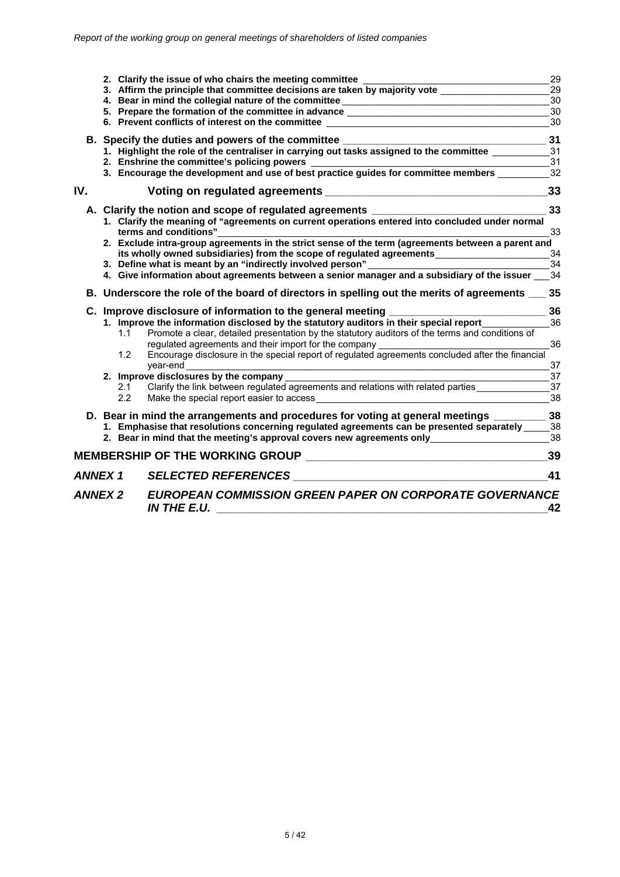2. **Clarify the issue of who chairs the meeting committee** 29
3. **Affirm the principle that committee decisions are taken by majority vote** 29
4. **Bear in mind the collegial nature of the committee** 30
5. **Prepare the formation of the committee in advance** 30
6. **Prevent conflicts of interest on the committee** 30

**B. Specify the duties and powers of the committee** **31**

1. **Highlight the role of the centraliser in carrying out tasks assigned to the committee** 31
2. **Enshrine the committee's policing powers** 31
3. **Encourage the development and use of best practice guides for committee members** 32

## IV. Voting on regulated agreements 33

**A. Clarify the notion and scope of regulated agreements** **33**

1. **Clarify the meaning of "agreements on current operations entered into concluded under normal terms and conditions"** 33
2. **Exclude intra-group agreements in the strict sense of the term (agreements between a parent and its wholly owned subsidiaries) from the scope of regulated agreements** 34
3. **Define what is meant by an "indirectly involved person"** 34
4. **Give information about agreements between a senior manager and a subsidiary of the issuer** 34

**B. Underscore the role of the board of directors in spelling out the merits of agreements** **35**

**C. Improve disclosure of information to the general meeting** **36**

1. **Improve the information disclosed by the statutory auditors in their special report** 36
   - 1.1 Promote a clear, detailed presentation by the statutory auditors of the terms and conditions of regulated agreements and their import for the company 36
   - 1.2 Encourage disclosure in the special report of regulated agreements concluded after the financial year-end 37
2. **Improve disclosures by the company** 37
   - 2.1 Clarify the link between regulated agreements and relations with related parties 37
   - 2.2 Make the special report easier to access 38

**D. Bear in mind the arrangements and procedures for voting at general meetings** **38**

1. **Emphasise that resolutions concerning regulated agreements can be presented separately** 38
2. **Bear in mind that the meeting's approval covers new agreements only** 38

## MEMBERSHIP OF THE WORKING GROUP 39

## *ANNEX 1 SELECTED REFERENCES* 41

## *ANNEX 2 EUROPEAN COMMISSION GREEN PAPER ON CORPORATE GOVERNANCE IN THE E.U.* 42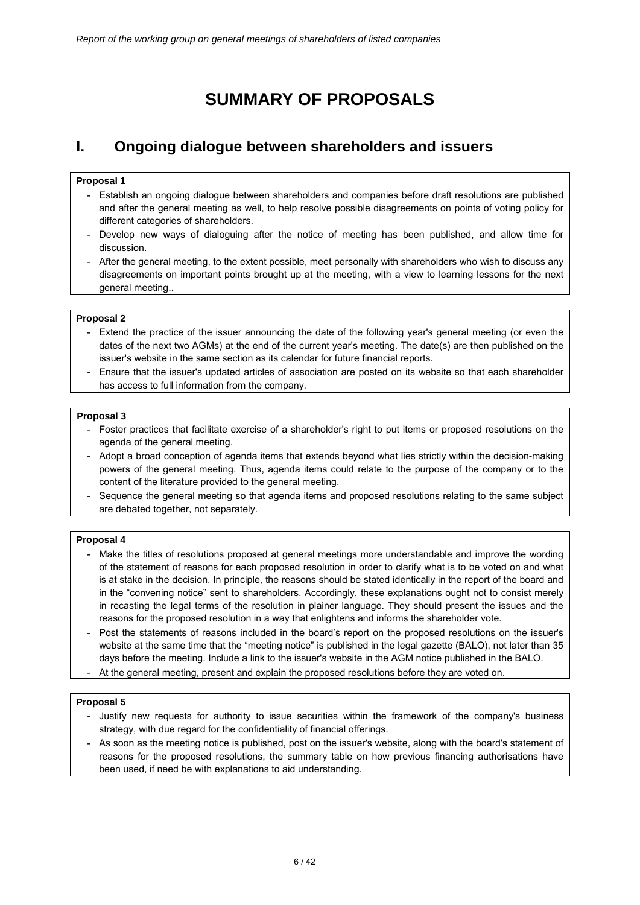# SUMMARY OF PROPOSALS

## I. Ongoing dialogue between shareholders and issuers

**Proposal 1**

- Establish an ongoing dialogue between shareholders and companies before draft resolutions are published and after the general meeting as well, to help resolve possible disagreements on points of voting policy for different categories of shareholders.
- Develop new ways of dialoguing after the notice of meeting has been published, and allow time for discussion.
- After the general meeting, to the extent possible, meet personally with shareholders who wish to discuss any disagreements on important points brought up at the meeting, with a view to learning lessons for the next general meeting..

**Proposal 2**

- Extend the practice of the issuer announcing the date of the following year's general meeting (or even the dates of the next two AGMs) at the end of the current year's meeting. The date(s) are then published on the issuer's website in the same section as its calendar for future financial reports.
- Ensure that the issuer's updated articles of association are posted on its website so that each shareholder has access to full information from the company.

**Proposal 3**

- Foster practices that facilitate exercise of a shareholder's right to put items or proposed resolutions on the agenda of the general meeting.
- Adopt a broad conception of agenda items that extends beyond what lies strictly within the decision-making powers of the general meeting. Thus, agenda items could relate to the purpose of the company or to the content of the literature provided to the general meeting.
- Sequence the general meeting so that agenda items and proposed resolutions relating to the same subject are debated together, not separately.

**Proposal 4**

- Make the titles of resolutions proposed at general meetings more understandable and improve the wording of the statement of reasons for each proposed resolution in order to clarify what is to be voted on and what is at stake in the decision. In principle, the reasons should be stated identically in the report of the board and in the "convening notice" sent to shareholders. Accordingly, these explanations ought not to consist merely in recasting the legal terms of the resolution in plainer language. They should present the issues and the reasons for the proposed resolution in a way that enlightens and informs the shareholder vote.
- Post the statements of reasons included in the board's report on the proposed resolutions on the issuer's website at the same time that the "meeting notice" is published in the legal gazette (BALO), not later than 35 days before the meeting. Include a link to the issuer's website in the AGM notice published in the BALO.
- At the general meeting, present and explain the proposed resolutions before they are voted on.

**Proposal 5**

- Justify new requests for authority to issue securities within the framework of the company's business strategy, with due regard for the confidentiality of financial offerings.
- As soon as the meeting notice is published, post on the issuer's website, along with the board's statement of reasons for the proposed resolutions, the summary table on how previous financing authorisations have been used, if need be with explanations to aid understanding.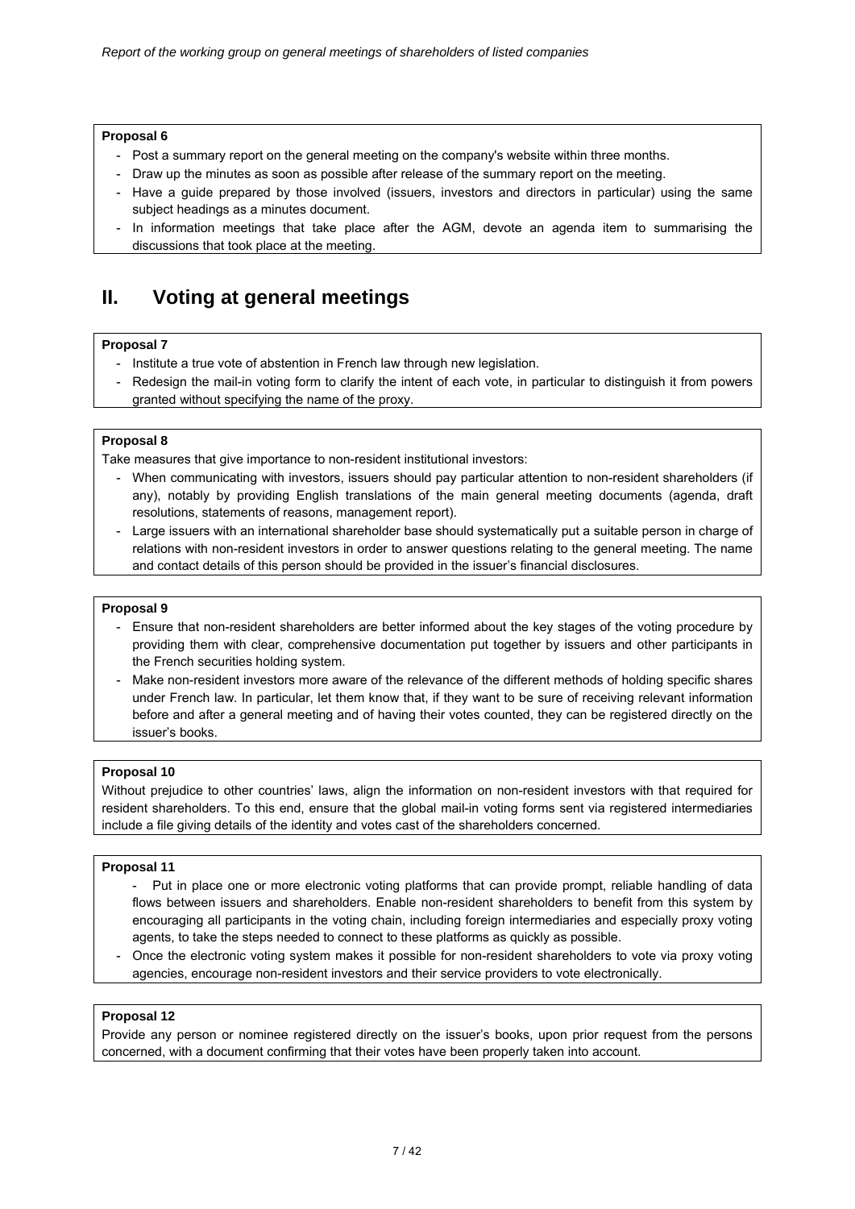**Proposal 6**

- Post a summary report on the general meeting on the company's website within three months.
- Draw up the minutes as soon as possible after release of the summary report on the meeting.
- Have a guide prepared by those involved (issuers, investors and directors in particular) using the same subject headings as a minutes document.
- In information meetings that take place after the AGM, devote an agenda item to summarising the discussions that took place at the meeting.

## II. Voting at general meetings

**Proposal 7**

- Institute a true vote of abstention in French law through new legislation.
- Redesign the mail-in voting form to clarify the intent of each vote, in particular to distinguish it from powers granted without specifying the name of the proxy.

**Proposal 8**

Take measures that give importance to non-resident institutional investors:

- When communicating with investors, issuers should pay particular attention to non-resident shareholders (if any), notably by providing English translations of the main general meeting documents (agenda, draft resolutions, statements of reasons, management report).
- Large issuers with an international shareholder base should systematically put a suitable person in charge of relations with non-resident investors in order to answer questions relating to the general meeting. The name and contact details of this person should be provided in the issuer's financial disclosures.

**Proposal 9**

- Ensure that non-resident shareholders are better informed about the key stages of the voting procedure by providing them with clear, comprehensive documentation put together by issuers and other participants in the French securities holding system.
- Make non-resident investors more aware of the relevance of the different methods of holding specific shares under French law. In particular, let them know that, if they want to be sure of receiving relevant information before and after a general meeting and of having their votes counted, they can be registered directly on the issuer's books.

**Proposal 10**

Without prejudice to other countries' laws, align the information on non-resident investors with that required for resident shareholders. To this end, ensure that the global mail-in voting forms sent via registered intermediaries include a file giving details of the identity and votes cast of the shareholders concerned.

**Proposal 11**

- Put in place one or more electronic voting platforms that can provide prompt, reliable handling of data flows between issuers and shareholders. Enable non-resident shareholders to benefit from this system by encouraging all participants in the voting chain, including foreign intermediaries and especially proxy voting agents, to take the steps needed to connect to these platforms as quickly as possible.
- Once the electronic voting system makes it possible for non-resident shareholders to vote via proxy voting agencies, encourage non-resident investors and their service providers to vote electronically.

**Proposal 12**

Provide any person or nominee registered directly on the issuer's books, upon prior request from the persons concerned, with a document confirming that their votes have been properly taken into account.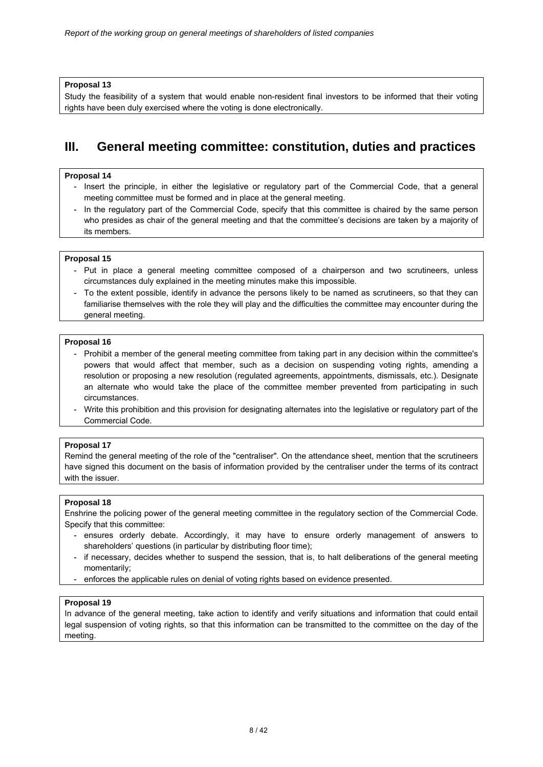**Proposal 13**

Study the feasibility of a system that would enable non-resident final investors to be informed that their voting rights have been duly exercised where the voting is done electronically.

# III. General meeting committee: constitution, duties and practices

**Proposal 14**

- Insert the principle, in either the legislative or regulatory part of the Commercial Code, that a general meeting committee must be formed and in place at the general meeting.
- In the regulatory part of the Commercial Code, specify that this committee is chaired by the same person who presides as chair of the general meeting and that the committee's decisions are taken by a majority of its members.

**Proposal 15**

- Put in place a general meeting committee composed of a chairperson and two scrutineers, unless circumstances duly explained in the meeting minutes make this impossible.
- To the extent possible, identify in advance the persons likely to be named as scrutineers, so that they can familiarise themselves with the role they will play and the difficulties the committee may encounter during the general meeting.

**Proposal 16**

- Prohibit a member of the general meeting committee from taking part in any decision within the committee's powers that would affect that member, such as a decision on suspending voting rights, amending a resolution or proposing a new resolution (regulated agreements, appointments, dismissals, etc.). Designate an alternate who would take the place of the committee member prevented from participating in such circumstances.
- Write this prohibition and this provision for designating alternates into the legislative or regulatory part of the Commercial Code.

**Proposal 17**

Remind the general meeting of the role of the "centraliser". On the attendance sheet, mention that the scrutineers have signed this document on the basis of information provided by the centraliser under the terms of its contract with the issuer.

**Proposal 18**

Enshrine the policing power of the general meeting committee in the regulatory section of the Commercial Code. Specify that this committee:

- ensures orderly debate. Accordingly, it may have to ensure orderly management of answers to shareholders' questions (in particular by distributing floor time);
- if necessary, decides whether to suspend the session, that is, to halt deliberations of the general meeting momentarily;
- enforces the applicable rules on denial of voting rights based on evidence presented.

**Proposal 19**

In advance of the general meeting, take action to identify and verify situations and information that could entail legal suspension of voting rights, so that this information can be transmitted to the committee on the day of the meeting.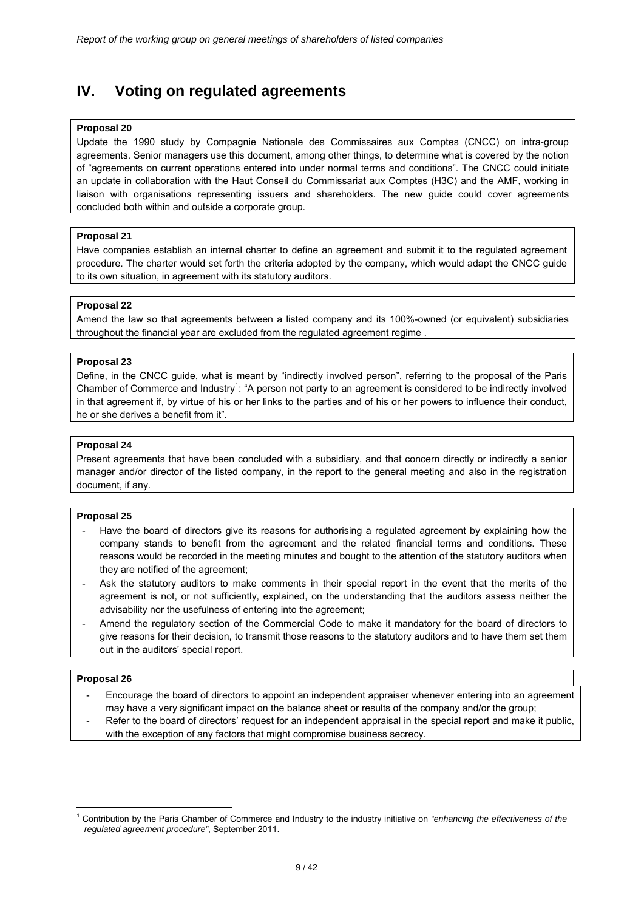# IV. Voting on regulated agreements

**Proposal 20**

Update the 1990 study by Compagnie Nationale des Commissaires aux Comptes (CNCC) on intra-group agreements. Senior managers use this document, among other things, to determine what is covered by the notion of "agreements on current operations entered into under normal terms and conditions". The CNCC could initiate an update in collaboration with the Haut Conseil du Commissariat aux Comptes (H3C) and the AMF, working in liaison with organisations representing issuers and shareholders. The new guide could cover agreements concluded both within and outside a corporate group.

**Proposal 21**

Have companies establish an internal charter to define an agreement and submit it to the regulated agreement procedure. The charter would set forth the criteria adopted by the company, which would adapt the CNCC guide to its own situation, in agreement with its statutory auditors.

**Proposal 22**

Amend the law so that agreements between a listed company and its 100%-owned (or equivalent) subsidiaries throughout the financial year are excluded from the regulated agreement regime .

**Proposal 23**

Define, in the CNCC guide, what is meant by "indirectly involved person", referring to the proposal of the Paris Chamber of Commerce and Industry[1]: "A person not party to an agreement is considered to be indirectly involved in that agreement if, by virtue of his or her links to the parties and of his or her powers to influence their conduct, he or she derives a benefit from it".

**Proposal 24**

Present agreements that have been concluded with a subsidiary, and that concern directly or indirectly a senior manager and/or director of the listed company, in the report to the general meeting and also in the registration document, if any.

**Proposal 25**

- Have the board of directors give its reasons for authorising a regulated agreement by explaining how the company stands to benefit from the agreement and the related financial terms and conditions. These reasons would be recorded in the meeting minutes and bought to the attention of the statutory auditors when they are notified of the agreement;
- Ask the statutory auditors to make comments in their special report in the event that the merits of the agreement is not, or not sufficiently, explained, on the understanding that the auditors assess neither the advisability nor the usefulness of entering into the agreement;
- Amend the regulatory section of the Commercial Code to make it mandatory for the board of directors to give reasons for their decision, to transmit those reasons to the statutory auditors and to have them set them out in the auditors' special report.

**Proposal 26**

- Encourage the board of directors to appoint an independent appraiser whenever entering into an agreement may have a very significant impact on the balance sheet or results of the company and/or the group;
- Refer to the board of directors' request for an independent appraisal in the special report and make it public, with the exception of any factors that might compromise business secrecy.

---

[1] Contribution by the Paris Chamber of Commerce and Industry to the industry initiative on *"enhancing the effectiveness of the regulated agreement procedure"*, September 2011.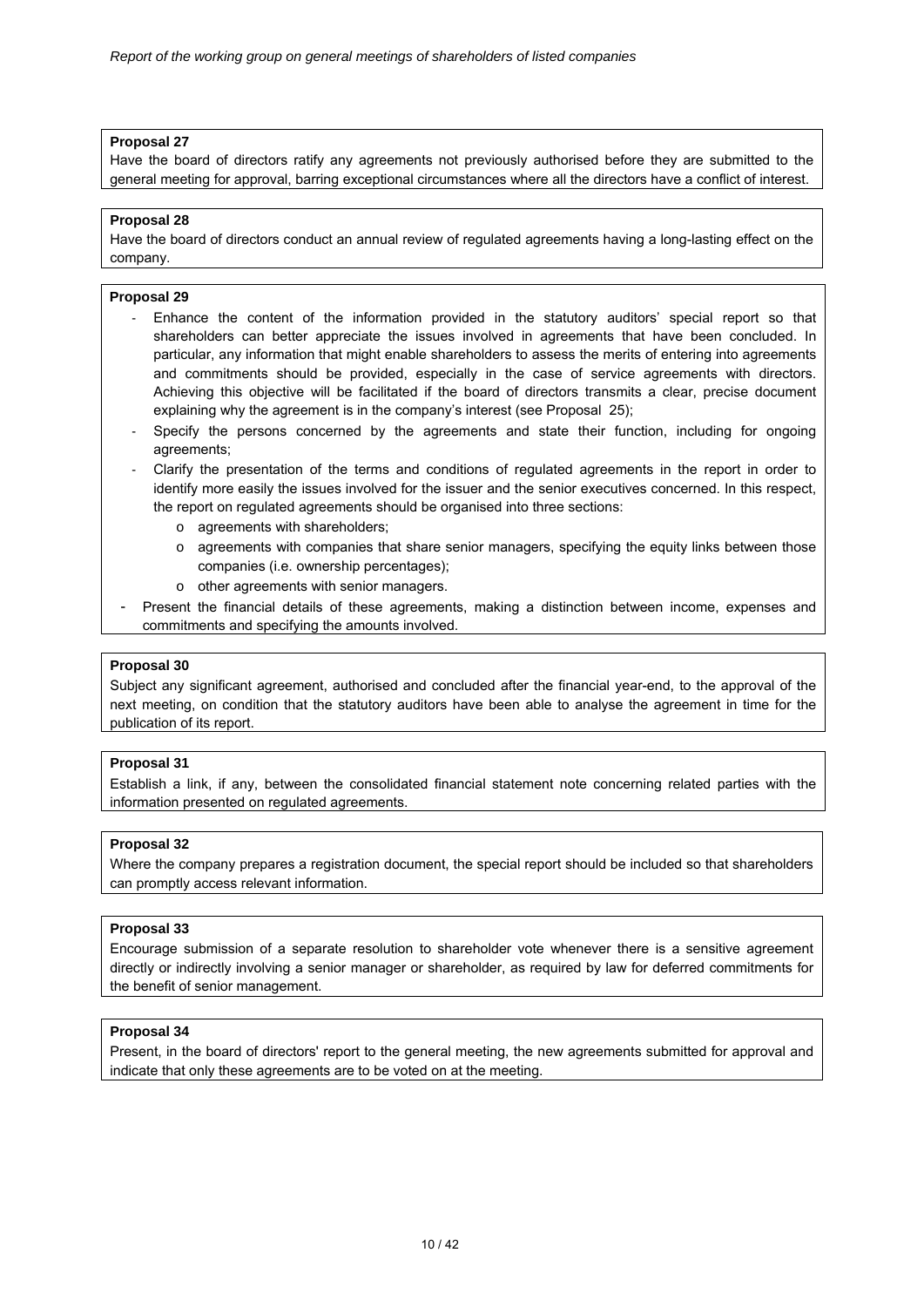**Proposal 27**

Have the board of directors ratify any agreements not previously authorised before they are submitted to the general meeting for approval, barring exceptional circumstances where all the directors have a conflict of interest.

**Proposal 28**

Have the board of directors conduct an annual review of regulated agreements having a long-lasting effect on the company.

**Proposal 29**

- Enhance the content of the information provided in the statutory auditors' special report so that shareholders can better appreciate the issues involved in agreements that have been concluded. In particular, any information that might enable shareholders to assess the merits of entering into agreements and commitments should be provided, especially in the case of service agreements with directors. Achieving this objective will be facilitated if the board of directors transmits a clear, precise document explaining why the agreement is in the company's interest (see Proposal 25);
- Specify the persons concerned by the agreements and state their function, including for ongoing agreements;
- Clarify the presentation of the terms and conditions of regulated agreements in the report in order to identify more easily the issues involved for the issuer and the senior executives concerned. In this respect, the report on regulated agreements should be organised into three sections:
  - agreements with shareholders;
  - agreements with companies that share senior managers, specifying the equity links between those companies (i.e. ownership percentages);
  - other agreements with senior managers.
- Present the financial details of these agreements, making a distinction between income, expenses and commitments and specifying the amounts involved.

**Proposal 30**

Subject any significant agreement, authorised and concluded after the financial year-end, to the approval of the next meeting, on condition that the statutory auditors have been able to analyse the agreement in time for the publication of its report.

**Proposal 31**

Establish a link, if any, between the consolidated financial statement note concerning related parties with the information presented on regulated agreements.

**Proposal 32**

Where the company prepares a registration document, the special report should be included so that shareholders can promptly access relevant information.

**Proposal 33**

Encourage submission of a separate resolution to shareholder vote whenever there is a sensitive agreement directly or indirectly involving a senior manager or shareholder, as required by law for deferred commitments for the benefit of senior management.

**Proposal 34**

Present, in the board of directors' report to the general meeting, the new agreements submitted for approval and indicate that only these agreements are to be voted on at the meeting.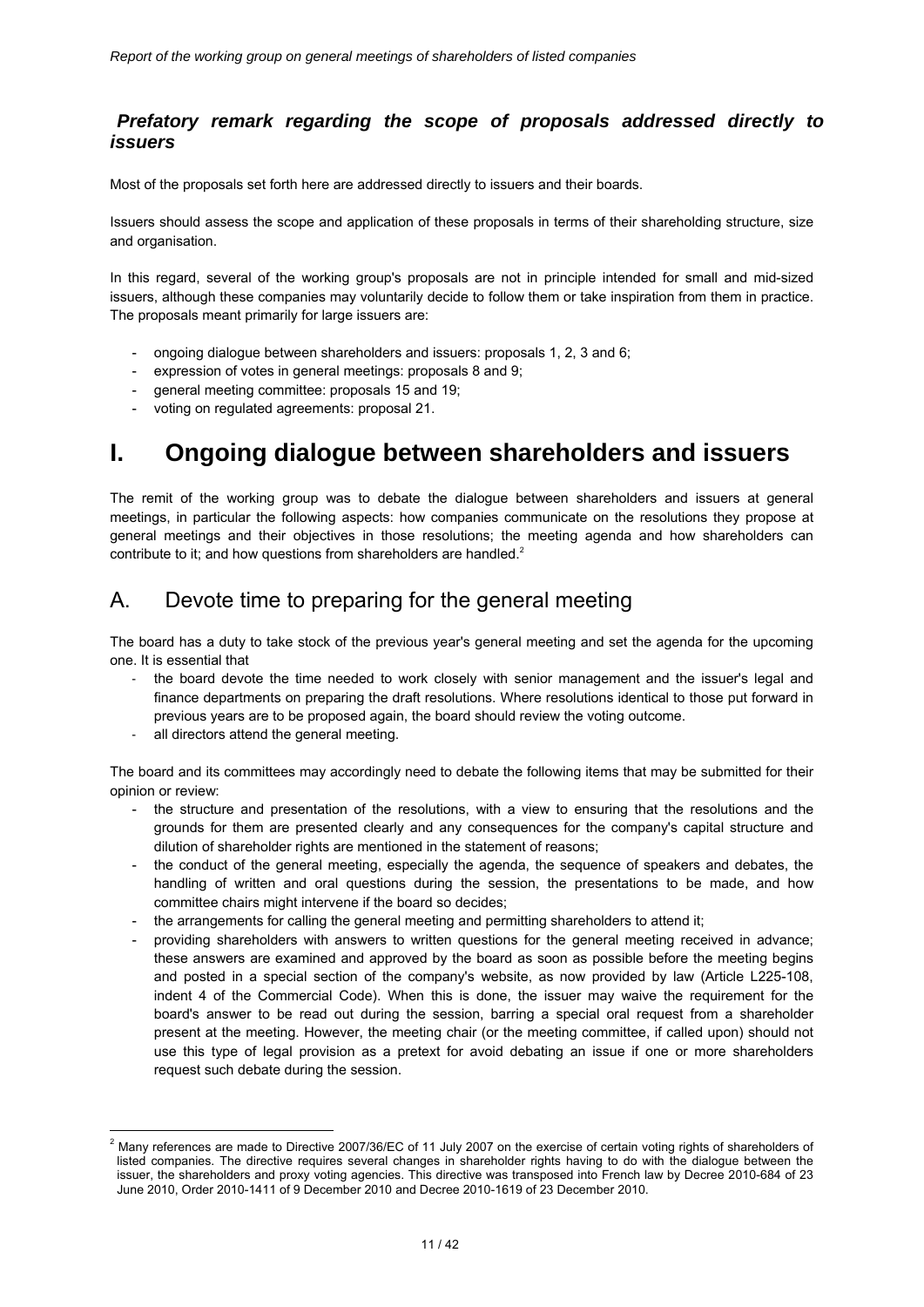## *Prefatory remark regarding the scope of proposals addressed directly to issuers*

Most of the proposals set forth here are addressed directly to issuers and their boards.

Issuers should assess the scope and application of these proposals in terms of their shareholding structure, size and organisation.

In this regard, several of the working group's proposals are not in principle intended for small and mid-sized issuers, although these companies may voluntarily decide to follow them or take inspiration from them in practice. The proposals meant primarily for large issuers are:

- ongoing dialogue between shareholders and issuers: proposals 1, 2, 3 and 6;
- expression of votes in general meetings: proposals 8 and 9;
- general meeting committee: proposals 15 and 19;
- voting on regulated agreements: proposal 21.

# I. Ongoing dialogue between shareholders and issuers

The remit of the working group was to debate the dialogue between shareholders and issuers at general meetings, in particular the following aspects: how companies communicate on the resolutions they propose at general meetings and their objectives in those resolutions; the meeting agenda and how shareholders can contribute to it; and how questions from shareholders are handled.[2]

## A. Devote time to preparing for the general meeting

The board has a duty to take stock of the previous year's general meeting and set the agenda for the upcoming one. It is essential that

- the board devote the time needed to work closely with senior management and the issuer's legal and finance departments on preparing the draft resolutions. Where resolutions identical to those put forward in previous years are to be proposed again, the board should review the voting outcome.
- all directors attend the general meeting.

The board and its committees may accordingly need to debate the following items that may be submitted for their opinion or review:

- the structure and presentation of the resolutions, with a view to ensuring that the resolutions and the grounds for them are presented clearly and any consequences for the company's capital structure and dilution of shareholder rights are mentioned in the statement of reasons;
- the conduct of the general meeting, especially the agenda, the sequence of speakers and debates, the handling of written and oral questions during the session, the presentations to be made, and how committee chairs might intervene if the board so decides;
- the arrangements for calling the general meeting and permitting shareholders to attend it;
- providing shareholders with answers to written questions for the general meeting received in advance; these answers are examined and approved by the board as soon as possible before the meeting begins and posted in a special section of the company's website, as now provided by law (Article L225-108, indent 4 of the Commercial Code). When this is done, the issuer may waive the requirement for the board's answer to be read out during the session, barring a special oral request from a shareholder present at the meeting. However, the meeting chair (or the meeting committee, if called upon) should not use this type of legal provision as a pretext for avoid debating an issue if one or more shareholders request such debate during the session.

---

[2] Many references are made to Directive 2007/36/EC of 11 July 2007 on the exercise of certain voting rights of shareholders of listed companies. The directive requires several changes in shareholder rights having to do with the dialogue between the issuer, the shareholders and proxy voting agencies. This directive was transposed into French law by Decree 2010-684 of 23 June 2010, Order 2010-1411 of 9 December 2010 and Decree 2010-1619 of 23 December 2010.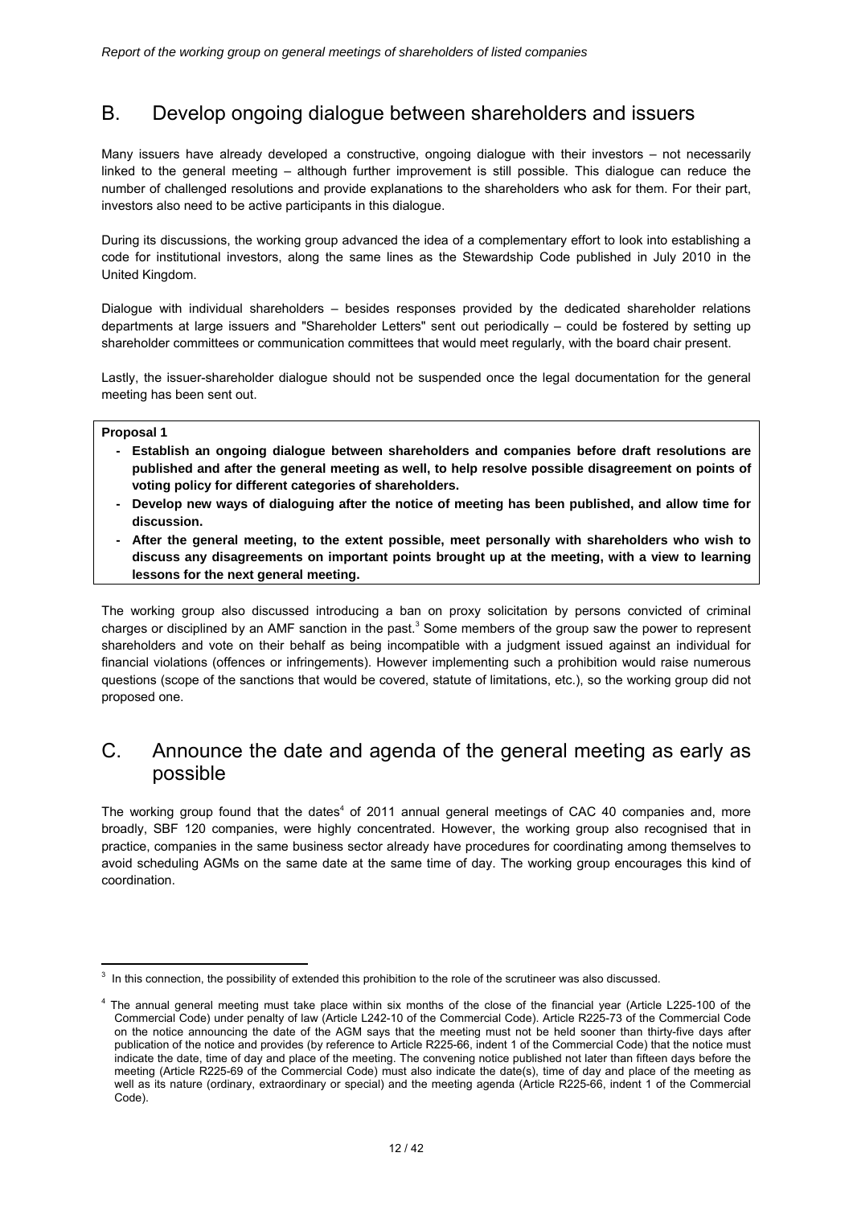## B. Develop ongoing dialogue between shareholders and issuers

Many issuers have already developed a constructive, ongoing dialogue with their investors – not necessarily linked to the general meeting – although further improvement is still possible. This dialogue can reduce the number of challenged resolutions and provide explanations to the shareholders who ask for them. For their part, investors also need to be active participants in this dialogue.

During its discussions, the working group advanced the idea of a complementary effort to look into establishing a code for institutional investors, along the same lines as the Stewardship Code published in July 2010 in the United Kingdom.

Dialogue with individual shareholders – besides responses provided by the dedicated shareholder relations departments at large issuers and "Shareholder Letters" sent out periodically – could be fostered by setting up shareholder committees or communication committees that would meet regularly, with the board chair present.

Lastly, the issuer-shareholder dialogue should not be suspended once the legal documentation for the general meeting has been sent out.

**Proposal 1**

- **Establish an ongoing dialogue between shareholders and companies before draft resolutions are published and after the general meeting as well, to help resolve possible disagreement on points of voting policy for different categories of shareholders.**
- **Develop new ways of dialoguing after the notice of meeting has been published, and allow time for discussion.**
- **After the general meeting, to the extent possible, meet personally with shareholders who wish to discuss any disagreements on important points brought up at the meeting, with a view to learning lessons for the next general meeting.**

The working group also discussed introducing a ban on proxy solicitation by persons convicted of criminal charges or disciplined by an AMF sanction in the past.[3] Some members of the group saw the power to represent shareholders and vote on their behalf as being incompatible with a judgment issued against an individual for financial violations (offences or infringements). However implementing such a prohibition would raise numerous questions (scope of the sanctions that would be covered, statute of limitations, etc.), so the working group did not proposed one.

## C. Announce the date and agenda of the general meeting as early as possible

The working group found that the dates[4] of 2011 annual general meetings of CAC 40 companies and, more broadly, SBF 120 companies, were highly concentrated. However, the working group also recognised that in practice, companies in the same business sector already have procedures for coordinating among themselves to avoid scheduling AGMs on the same date at the same time of day. The working group encourages this kind of coordination.

[3] In this connection, the possibility of extended this prohibition to the role of the scrutineer was also discussed.

[4] The annual general meeting must take place within six months of the close of the financial year (Article L225-100 of the Commercial Code) under penalty of law (Article L242-10 of the Commercial Code). Article R225-73 of the Commercial Code on the notice announcing the date of the AGM says that the meeting must not be held sooner than thirty-five days after publication of the notice and provides (by reference to Article R225-66, indent 1 of the Commercial Code) that the notice must indicate the date, time of day and place of the meeting. The convening notice published not later than fifteen days before the meeting (Article R225-69 of the Commercial Code) must also indicate the date(s), time of day and place of the meeting as well as its nature (ordinary, extraordinary or special) and the meeting agenda (Article R225-66, indent 1 of the Commercial Code).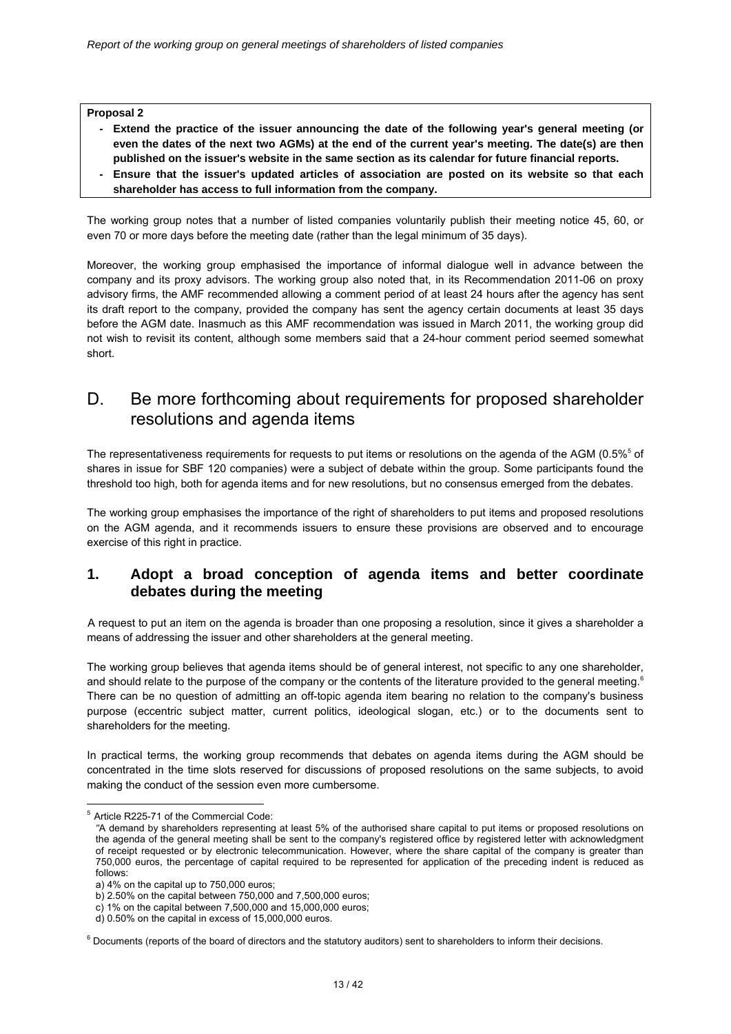**Proposal 2**

- **Extend the practice of the issuer announcing the date of the following year's general meeting (or even the dates of the next two AGMs) at the end of the current year's meeting. The date(s) are then published on the issuer's website in the same section as its calendar for future financial reports.**
- **Ensure that the issuer's updated articles of association are posted on its website so that each shareholder has access to full information from the company.**

The working group notes that a number of listed companies voluntarily publish their meeting notice 45, 60, or even 70 or more days before the meeting date (rather than the legal minimum of 35 days).

Moreover, the working group emphasised the importance of informal dialogue well in advance between the company and its proxy advisors. The working group also noted that, in its Recommendation 2011-06 on proxy advisory firms, the AMF recommended allowing a comment period of at least 24 hours after the agency has sent its draft report to the company, provided the company has sent the agency certain documents at least 35 days before the AGM date. Inasmuch as this AMF recommendation was issued in March 2011, the working group did not wish to revisit its content, although some members said that a 24-hour comment period seemed somewhat short.

# D. Be more forthcoming about requirements for proposed shareholder resolutions and agenda items

The representativeness requirements for requests to put items or resolutions on the agenda of the AGM (0.5%[5] of shares in issue for SBF 120 companies) were a subject of debate within the group. Some participants found the threshold too high, both for agenda items and for new resolutions, but no consensus emerged from the debates.

The working group emphasises the importance of the right of shareholders to put items and proposed resolutions on the AGM agenda, and it recommends issuers to ensure these provisions are observed and to encourage exercise of this right in practice.

## 1. Adopt a broad conception of agenda items and better coordinate debates during the meeting

A request to put an item on the agenda is broader than one proposing a resolution, since it gives a shareholder a means of addressing the issuer and other shareholders at the general meeting.

The working group believes that agenda items should be of general interest, not specific to any one shareholder, and should relate to the purpose of the company or the contents of the literature provided to the general meeting.[6] There can be no question of admitting an off-topic agenda item bearing no relation to the company's business purpose (eccentric subject matter, current politics, ideological slogan, etc.) or to the documents sent to shareholders for the meeting.

In practical terms, the working group recommends that debates on agenda items during the AGM should be concentrated in the time slots reserved for discussions of proposed resolutions on the same subjects, to avoid making the conduct of the session even more cumbersome.

---

[5] Article R225-71 of the Commercial Code:
"A demand by shareholders representing at least 5% of the authorised share capital to put items or proposed resolutions on the agenda of the general meeting shall be sent to the company's registered office by registered letter with acknowledgment of receipt requested or by electronic telecommunication. However, where the share capital of the company is greater than 750,000 euros, the percentage of capital required to be represented for application of the preceding indent is reduced as follows:
a) 4% on the capital up to 750,000 euros;
b) 2.50% on the capital between 750,000 and 7,500,000 euros;
c) 1% on the capital between 7,500,000 and 15,000,000 euros;
d) 0.50% on the capital in excess of 15,000,000 euros.

[6] Documents (reports of the board of directors and the statutory auditors) sent to shareholders to inform their decisions.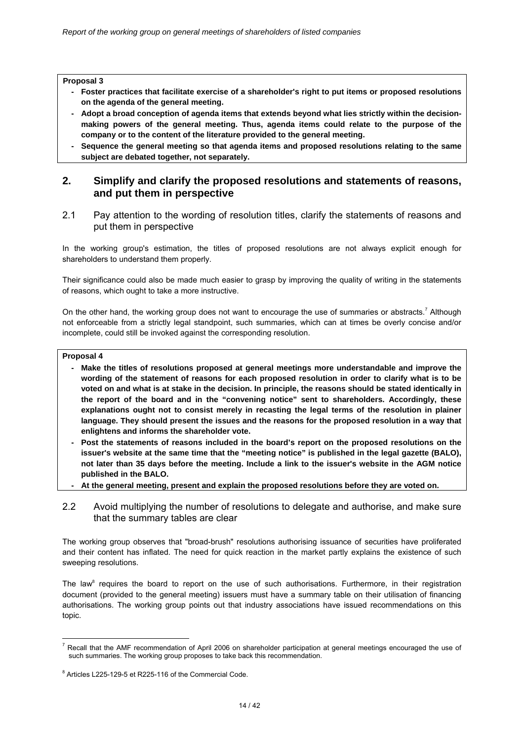**Proposal 3**

- **Foster practices that facilitate exercise of a shareholder's right to put items or proposed resolutions on the agenda of the general meeting.**
- **Adopt a broad conception of agenda items that extends beyond what lies strictly within the decision-making powers of the general meeting. Thus, agenda items could relate to the purpose of the company or to the content of the literature provided to the general meeting.**
- **Sequence the general meeting so that agenda items and proposed resolutions relating to the same subject are debated together, not separately.**

## 2. Simplify and clarify the proposed resolutions and statements of reasons, and put them in perspective

### 2.1 Pay attention to the wording of resolution titles, clarify the statements of reasons and put them in perspective

In the working group's estimation, the titles of proposed resolutions are not always explicit enough for shareholders to understand them properly.

Their significance could also be made much easier to grasp by improving the quality of writing in the statements of reasons, which ought to take a more instructive.

On the other hand, the working group does not want to encourage the use of summaries or abstracts.[7] Although not enforceable from a strictly legal standpoint, such summaries, which can at times be overly concise and/or incomplete, could still be invoked against the corresponding resolution.

**Proposal 4**

- **Make the titles of resolutions proposed at general meetings more understandable and improve the wording of the statement of reasons for each proposed resolution in order to clarify what is to be voted on and what is at stake in the decision. In principle, the reasons should be stated identically in the report of the board and in the "convening notice" sent to shareholders. Accordingly, these explanations ought not to consist merely in recasting the legal terms of the resolution in plainer language. They should present the issues and the reasons for the proposed resolution in a way that enlightens and informs the shareholder vote.**
- **Post the statements of reasons included in the board's report on the proposed resolutions on the issuer's website at the same time that the "meeting notice" is published in the legal gazette (BALO), not later than 35 days before the meeting. Include a link to the issuer's website in the AGM notice published in the BALO.**
- **At the general meeting, present and explain the proposed resolutions before they are voted on.**

### 2.2 Avoid multiplying the number of resolutions to delegate and authorise, and make sure that the summary tables are clear

The working group observes that "broad-brush" resolutions authorising issuance of securities have proliferated and their content has inflated. The need for quick reaction in the market partly explains the existence of such sweeping resolutions.

The law[8] requires the board to report on the use of such authorisations. Furthermore, in their registration document (provided to the general meeting) issuers must have a summary table on their utilisation of financing authorisations. The working group points out that industry associations have issued recommendations on this topic.

---

[7] Recall that the AMF recommendation of April 2006 on shareholder participation at general meetings encouraged the use of such summaries. The working group proposes to take back this recommendation.

[8] Articles L225-129-5 et R225-116 of the Commercial Code.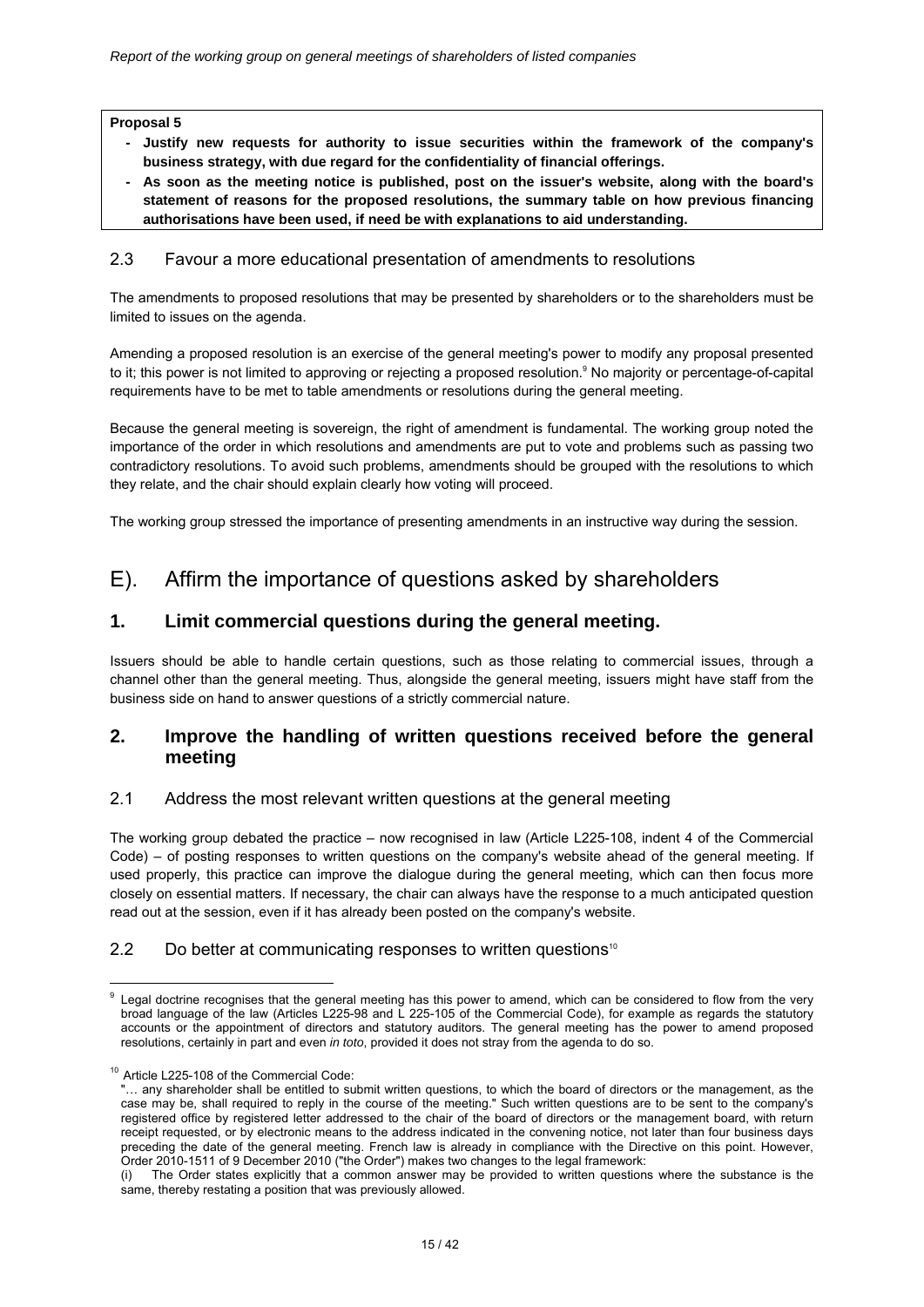**Proposal 5**

- **Justify new requests for authority to issue securities within the framework of the company's business strategy, with due regard for the confidentiality of financial offerings.**
- **As soon as the meeting notice is published, post on the issuer's website, along with the board's statement of reasons for the proposed resolutions, the summary table on how previous financing authorisations have been used, if need be with explanations to aid understanding.**

### 2.3 Favour a more educational presentation of amendments to resolutions

The amendments to proposed resolutions that may be presented by shareholders or to the shareholders must be limited to issues on the agenda.

Amending a proposed resolution is an exercise of the general meeting's power to modify any proposal presented to it; this power is not limited to approving or rejecting a proposed resolution.[9] No majority or percentage-of-capital requirements have to be met to table amendments or resolutions during the general meeting.

Because the general meeting is sovereign, the right of amendment is fundamental. The working group noted the importance of the order in which resolutions and amendments are put to vote and problems such as passing two contradictory resolutions. To avoid such problems, amendments should be grouped with the resolutions to which they relate, and the chair should explain clearly how voting will proceed.

The working group stressed the importance of presenting amendments in an instructive way during the session.

# E). Affirm the importance of questions asked by shareholders

## 1. Limit commercial questions during the general meeting.

Issuers should be able to handle certain questions, such as those relating to commercial issues, through a channel other than the general meeting. Thus, alongside the general meeting, issuers might have staff from the business side on hand to answer questions of a strictly commercial nature.

## 2. Improve the handling of written questions received before the general meeting

### 2.1 Address the most relevant written questions at the general meeting

The working group debated the practice – now recognised in law (Article L225-108, indent 4 of the Commercial Code) – of posting responses to written questions on the company's website ahead of the general meeting. If used properly, this practice can improve the dialogue during the general meeting, which can then focus more closely on essential matters. If necessary, the chair can always have the response to a much anticipated question read out at the session, even if it has already been posted on the company's website.

### 2.2 Do better at communicating responses to written questions[10]

---

[9] Legal doctrine recognises that the general meeting has this power to amend, which can be considered to flow from the very broad language of the law (Articles L225-98 and L 225-105 of the Commercial Code), for example as regards the statutory accounts or the appointment of directors and statutory auditors. The general meeting has the power to amend proposed resolutions, certainly in part and even *in toto*, provided it does not stray from the agenda to do so.

[10] Article L225-108 of the Commercial Code:
"… any shareholder shall be entitled to submit written questions, to which the board of directors or the management, as the case may be, shall required to reply in the course of the meeting." Such written questions are to be sent to the company's registered office by registered letter addressed to the chair of the board of directors or the management board, with return receipt requested, or by electronic means to the address indicated in the convening notice, not later than four business days preceding the date of the general meeting. French law is already in compliance with the Directive on this point. However, Order 2010-1511 of 9 December 2010 ("the Order") makes two changes to the legal framework:
(i) The Order states explicitly that a common answer may be provided to written questions where the substance is the same, thereby restating a position that was previously allowed.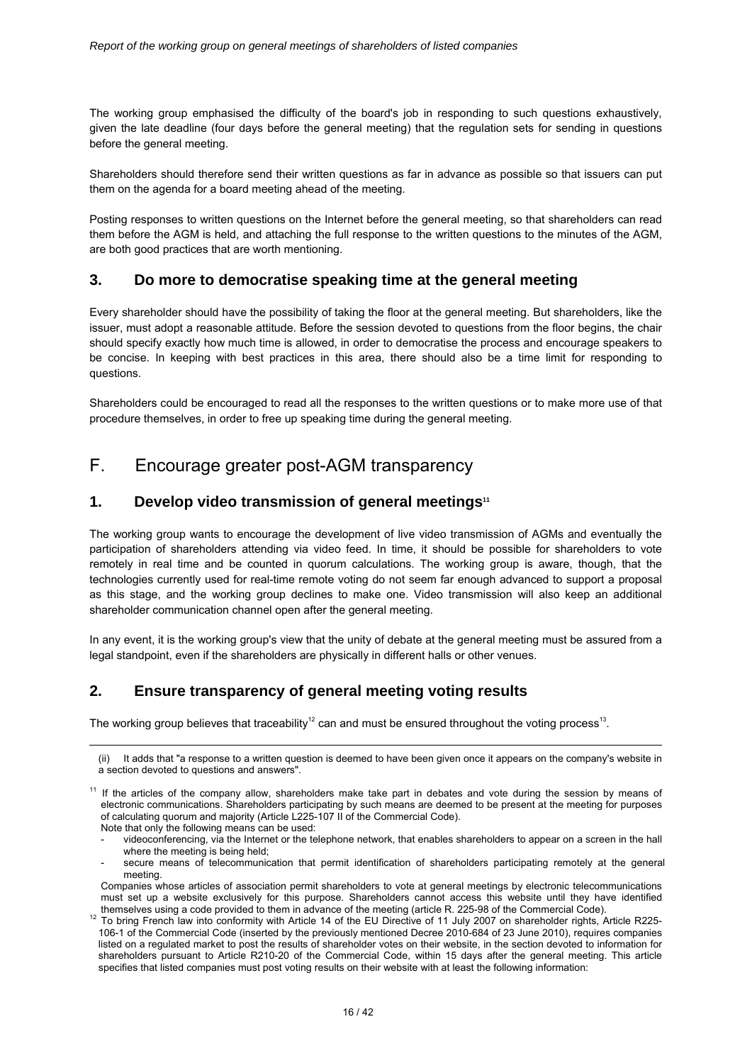The working group emphasised the difficulty of the board's job in responding to such questions exhaustively, given the late deadline (four days before the general meeting) that the regulation sets for sending in questions before the general meeting.

Shareholders should therefore send their written questions as far in advance as possible so that issuers can put them on the agenda for a board meeting ahead of the meeting.

Posting responses to written questions on the Internet before the general meeting, so that shareholders can read them before the AGM is held, and attaching the full response to the written questions to the minutes of the AGM, are both good practices that are worth mentioning.

### 3. Do more to democratise speaking time at the general meeting

Every shareholder should have the possibility of taking the floor at the general meeting. But shareholders, like the issuer, must adopt a reasonable attitude. Before the session devoted to questions from the floor begins, the chair should specify exactly how much time is allowed, in order to democratise the process and encourage speakers to be concise. In keeping with best practices in this area, there should also be a time limit for responding to questions.

Shareholders could be encouraged to read all the responses to the written questions or to make more use of that procedure themselves, in order to free up speaking time during the general meeting.

## F. Encourage greater post-AGM transparency

### 1. Develop video transmission of general meetings[11]

The working group wants to encourage the development of live video transmission of AGMs and eventually the participation of shareholders attending via video feed. In time, it should be possible for shareholders to vote remotely in real time and be counted in quorum calculations. The working group is aware, though, that the technologies currently used for real-time remote voting do not seem far enough advanced to support a proposal as this stage, and the working group declines to make one. Video transmission will also keep an additional shareholder communication channel open after the general meeting.

In any event, it is the working group's view that the unity of debate at the general meeting must be assured from a legal standpoint, even if the shareholders are physically in different halls or other venues.

### 2. Ensure transparency of general meeting voting results

The working group believes that traceability[12] can and must be ensured throughout the voting process[13].

---

(ii) It adds that "a response to a written question is deemed to have been given once it appears on the company's website in a section devoted to questions and answers".

[11] If the articles of the company allow, shareholders make take part in debates and vote during the session by means of electronic communications. Shareholders participating by such means are deemed to be present at the meeting for purposes of calculating quorum and majority (Article L225-107 II of the Commercial Code).
Note that only the following means can be used:
- videoconferencing, via the Internet or the telephone network, that enables shareholders to appear on a screen in the hall where the meeting is being held;
- secure means of telecommunication that permit identification of shareholders participating remotely at the general meeting.

Companies whose articles of association permit shareholders to vote at general meetings by electronic telecommunications must set up a website exclusively for this purpose. Shareholders cannot access this website until they have identified themselves using a code provided to them in advance of the meeting (article R. 225-98 of the Commercial Code).

[12] To bring French law into conformity with Article 14 of the EU Directive of 11 July 2007 on shareholder rights, Article R225-106-1 of the Commercial Code (inserted by the previously mentioned Decree 2010-684 of 23 June 2010), requires companies listed on a regulated market to post the results of shareholder votes on their website, in the section devoted to information for shareholders pursuant to Article R210-20 of the Commercial Code, within 15 days after the general meeting. This article specifies that listed companies must post voting results on their website with at least the following information: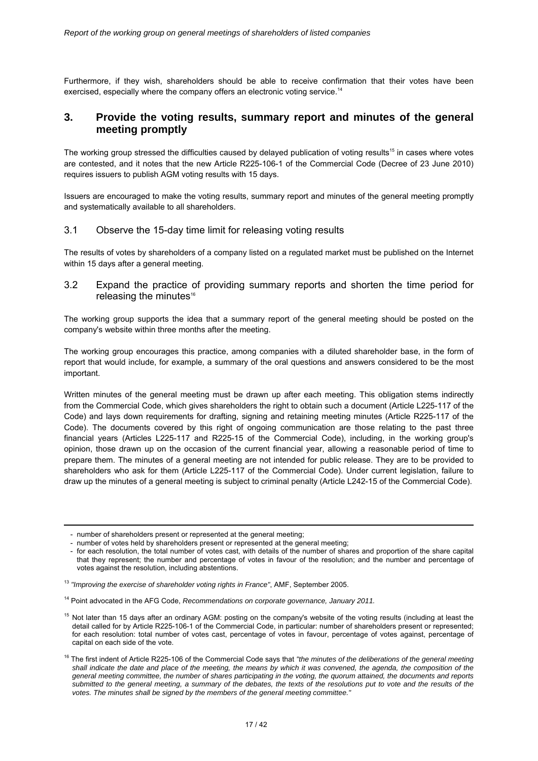Furthermore, if they wish, shareholders should be able to receive confirmation that their votes have been exercised, especially where the company offers an electronic voting service.[14]

## 3. Provide the voting results, summary report and minutes of the general meeting promptly

The working group stressed the difficulties caused by delayed publication of voting results[15] in cases where votes are contested, and it notes that the new Article R225-106-1 of the Commercial Code (Decree of 23 June 2010) requires issuers to publish AGM voting results with 15 days.

Issuers are encouraged to make the voting results, summary report and minutes of the general meeting promptly and systematically available to all shareholders.

### 3.1 Observe the 15-day time limit for releasing voting results

The results of votes by shareholders of a company listed on a regulated market must be published on the Internet within 15 days after a general meeting.

### 3.2 Expand the practice of providing summary reports and shorten the time period for releasing the minutes[16]

The working group supports the idea that a summary report of the general meeting should be posted on the company's website within three months after the meeting.

The working group encourages this practice, among companies with a diluted shareholder base, in the form of report that would include, for example, a summary of the oral questions and answers considered to be the most important.

Written minutes of the general meeting must be drawn up after each meeting. This obligation stems indirectly from the Commercial Code, which gives shareholders the right to obtain such a document (Article L225-117 of the Code) and lays down requirements for drafting, signing and retaining meeting minutes (Article R225-117 of the Code). The documents covered by this right of ongoing communication are those relating to the past three financial years (Articles L225-117 and R225-15 of the Commercial Code), including, in the working group's opinion, those drawn up on the occasion of the current financial year, allowing a reasonable period of time to prepare them. The minutes of a general meeting are not intended for public release. They are to be provided to shareholders who ask for them (Article L225-117 of the Commercial Code). Under current legislation, failure to draw up the minutes of a general meeting is subject to criminal penalty (Article L242-15 of the Commercial Code).

---

- number of shareholders present or represented at the general meeting;
- number of votes held by shareholders present or represented at the general meeting;
- for each resolution, the total number of votes cast, with details of the number of shares and proportion of the share capital that they represent; the number and percentage of votes in favour of the resolution; and the number and percentage of votes against the resolution, including abstentions.

[13] *"Improving the exercise of shareholder voting rights in France"*, AMF, September 2005.

[14] Point advocated in the AFG Code, *Recommendations on corporate governance, January 2011.*

[15] Not later than 15 days after an ordinary AGM: posting on the company's website of the voting results (including at least the detail called for by Article R225-106-1 of the Commercial Code, in particular: number of shareholders present or represented; for each resolution: total number of votes cast, percentage of votes in favour, percentage of votes against, percentage of capital on each side of the vote.

[16] The first indent of Article R225-106 of the Commercial Code says that *"the minutes of the deliberations of the general meeting shall indicate the date and place of the meeting, the means by which it was convened, the agenda, the composition of the general meeting committee, the number of shares participating in the voting, the quorum attained, the documents and reports submitted to the general meeting, a summary of the debates, the texts of the resolutions put to vote and the results of the votes. The minutes shall be signed by the members of the general meeting committee."*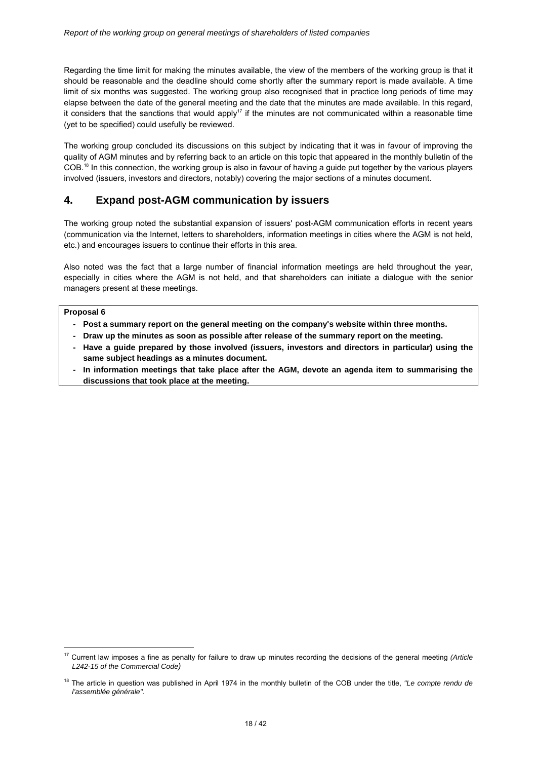Regarding the time limit for making the minutes available, the view of the members of the working group is that it should be reasonable and the deadline should come shortly after the summary report is made available. A time limit of six months was suggested. The working group also recognised that in practice long periods of time may elapse between the date of the general meeting and the date that the minutes are made available. In this regard, it considers that the sanctions that would apply[17] if the minutes are not communicated within a reasonable time (yet to be specified) could usefully be reviewed.

The working group concluded its discussions on this subject by indicating that it was in favour of improving the quality of AGM minutes and by referring back to an article on this topic that appeared in the monthly bulletin of the COB.[18] In this connection, the working group is also in favour of having a guide put together by the various players involved (issuers, investors and directors, notably) covering the major sections of a minutes document.

## 4. Expand post-AGM communication by issuers

The working group noted the substantial expansion of issuers' post-AGM communication efforts in recent years (communication via the Internet, letters to shareholders, information meetings in cities where the AGM is not held, etc.) and encourages issuers to continue their efforts in this area.

Also noted was the fact that a large number of financial information meetings are held throughout the year, especially in cities where the AGM is not held, and that shareholders can initiate a dialogue with the senior managers present at these meetings.

**Proposal 6**

- **Post a summary report on the general meeting on the company's website within three months.**
- **Draw up the minutes as soon as possible after release of the summary report on the meeting.**
- **Have a guide prepared by those involved (issuers, investors and directors in particular) using the same subject headings as a minutes document.**
- **In information meetings that take place after the AGM, devote an agenda item to summarising the discussions that took place at the meeting.**

---

[17] Current law imposes a fine as penalty for failure to draw up minutes recording the decisions of the general meeting *(Article L242-15 of the Commercial Code)*

[18] The article in question was published in April 1974 in the monthly bulletin of the COB under the title, *"Le compte rendu de l'assemblée générale"*.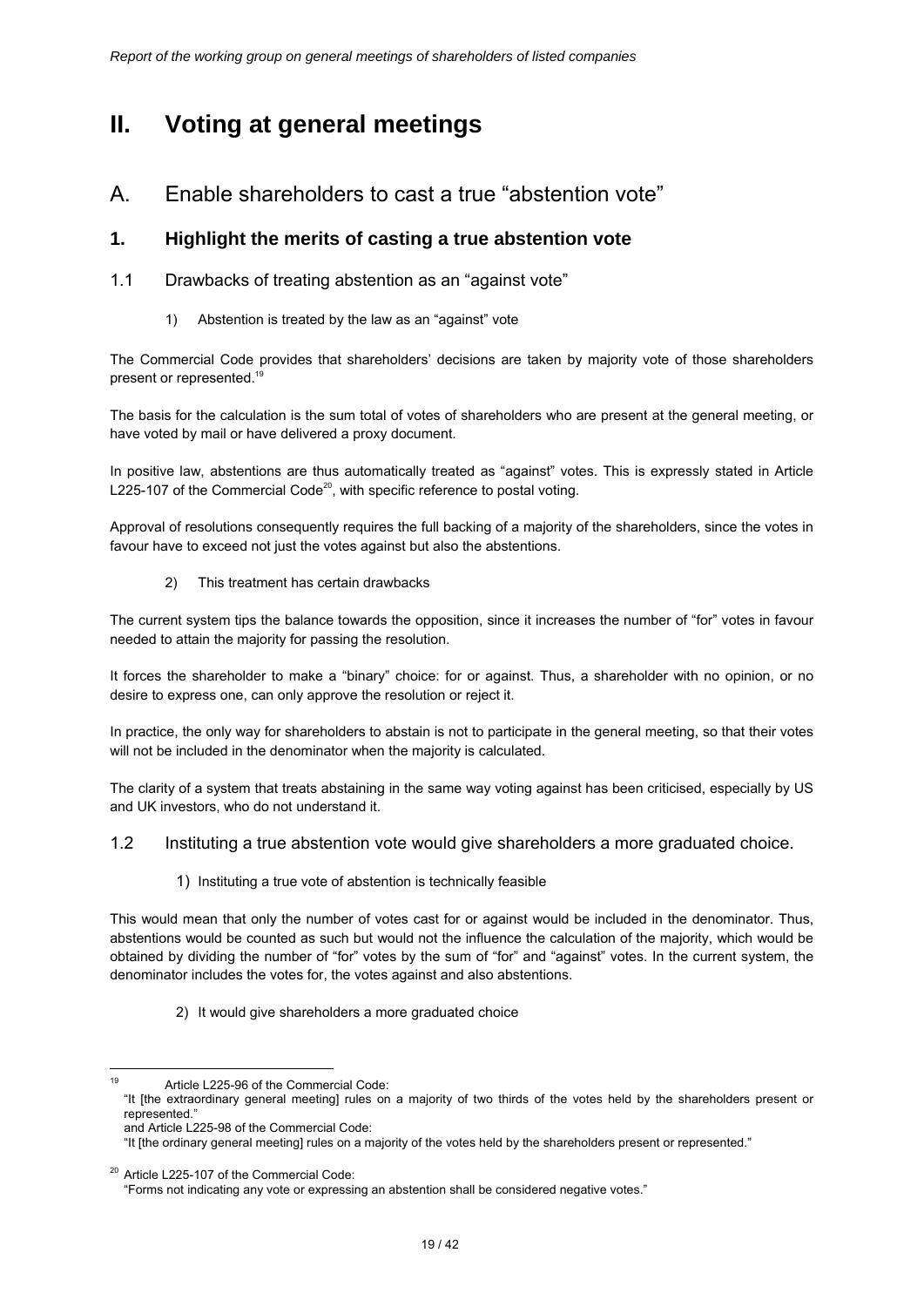# II. Voting at general meetings

## A. Enable shareholders to cast a true "abstention vote"

### 1. Highlight the merits of casting a true abstention vote

#### 1.1 Drawbacks of treating abstention as an "against vote"

1) Abstention is treated by the law as an "against" vote

The Commercial Code provides that shareholders' decisions are taken by majority vote of those shareholders present or represented.[19]

The basis for the calculation is the sum total of votes of shareholders who are present at the general meeting, or have voted by mail or have delivered a proxy document.

In positive law, abstentions are thus automatically treated as "against" votes. This is expressly stated in Article L225-107 of the Commercial Code[20], with specific reference to postal voting.

Approval of resolutions consequently requires the full backing of a majority of the shareholders, since the votes in favour have to exceed not just the votes against but also the abstentions.

2) This treatment has certain drawbacks

The current system tips the balance towards the opposition, since it increases the number of "for" votes in favour needed to attain the majority for passing the resolution.

It forces the shareholder to make a "binary" choice: for or against. Thus, a shareholder with no opinion, or no desire to express one, can only approve the resolution or reject it.

In practice, the only way for shareholders to abstain is not to participate in the general meeting, so that their votes will not be included in the denominator when the majority is calculated.

The clarity of a system that treats abstaining in the same way voting against has been criticised, especially by US and UK investors, who do not understand it.

#### 1.2 Instituting a true abstention vote would give shareholders a more graduated choice.

1) Instituting a true vote of abstention is technically feasible

This would mean that only the number of votes cast for or against would be included in the denominator. Thus, abstentions would be counted as such but would not the influence the calculation of the majority, which would be obtained by dividing the number of "for" votes by the sum of "for" and "against" votes. In the current system, the denominator includes the votes for, the votes against and also abstentions.

2) It would give shareholders a more graduated choice

---

[19] Article L225-96 of the Commercial Code:
"It [the extraordinary general meeting] rules on a majority of two thirds of the votes held by the shareholders present or represented."
and Article L225-98 of the Commercial Code:
"It [the ordinary general meeting] rules on a majority of the votes held by the shareholders present or represented."

[20] Article L225-107 of the Commercial Code:
"Forms not indicating any vote or expressing an abstention shall be considered negative votes."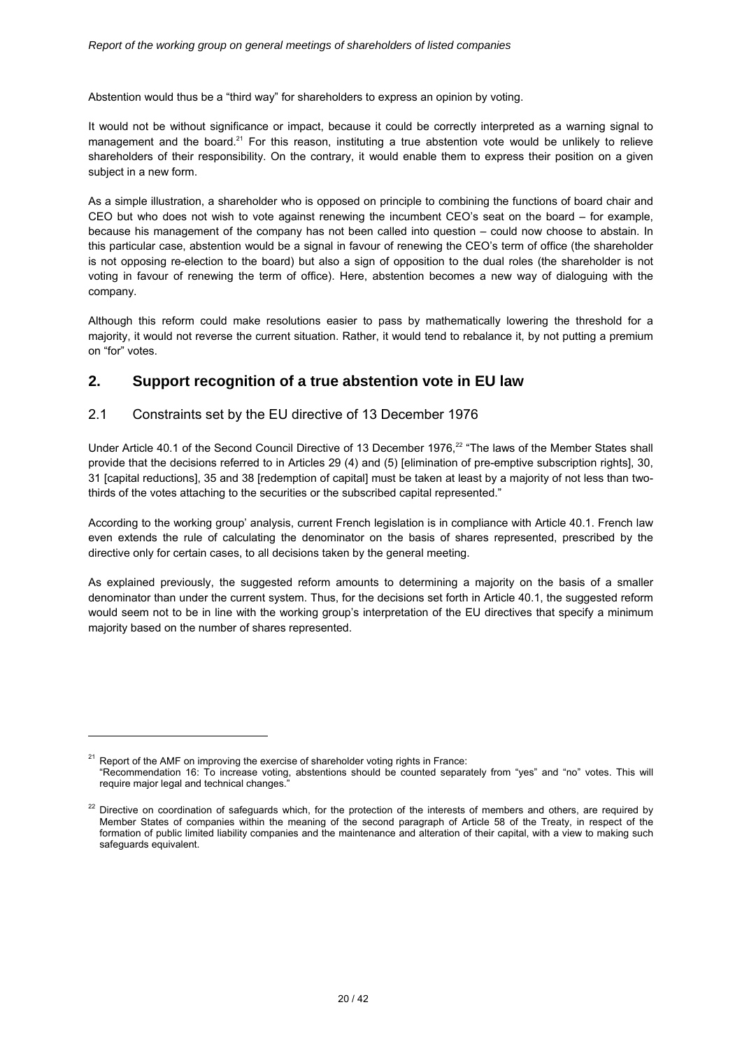Abstention would thus be a "third way" for shareholders to express an opinion by voting.

It would not be without significance or impact, because it could be correctly interpreted as a warning signal to management and the board.[21] For this reason, instituting a true abstention vote would be unlikely to relieve shareholders of their responsibility. On the contrary, it would enable them to express their position on a given subject in a new form.

As a simple illustration, a shareholder who is opposed on principle to combining the functions of board chair and CEO but who does not wish to vote against renewing the incumbent CEO's seat on the board – for example, because his management of the company has not been called into question – could now choose to abstain. In this particular case, abstention would be a signal in favour of renewing the CEO's term of office (the shareholder is not opposing re-election to the board) but also a sign of opposition to the dual roles (the shareholder is not voting in favour of renewing the term of office). Here, abstention becomes a new way of dialoguing with the company.

Although this reform could make resolutions easier to pass by mathematically lowering the threshold for a majority, it would not reverse the current situation. Rather, it would tend to rebalance it, by not putting a premium on "for" votes.

## 2. Support recognition of a true abstention vote in EU law

### 2.1 Constraints set by the EU directive of 13 December 1976

Under Article 40.1 of the Second Council Directive of 13 December 1976,[22] "The laws of the Member States shall provide that the decisions referred to in Articles 29 (4) and (5) [elimination of pre-emptive subscription rights], 30, 31 [capital reductions], 35 and 38 [redemption of capital] must be taken at least by a majority of not less than two-thirds of the votes attaching to the securities or the subscribed capital represented."

According to the working group' analysis, current French legislation is in compliance with Article 40.1. French law even extends the rule of calculating the denominator on the basis of shares represented, prescribed by the directive only for certain cases, to all decisions taken by the general meeting.

As explained previously, the suggested reform amounts to determining a majority on the basis of a smaller denominator than under the current system. Thus, for the decisions set forth in Article 40.1, the suggested reform would seem not to be in line with the working group's interpretation of the EU directives that specify a minimum majority based on the number of shares represented.

---

[21] Report of the AMF on improving the exercise of shareholder voting rights in France: "Recommendation 16: To increase voting, abstentions should be counted separately from "yes" and "no" votes. This will require major legal and technical changes."

[22] Directive on coordination of safeguards which, for the protection of the interests of members and others, are required by Member States of companies within the meaning of the second paragraph of Article 58 of the Treaty, in respect of the formation of public limited liability companies and the maintenance and alteration of their capital, with a view to making such safeguards equivalent.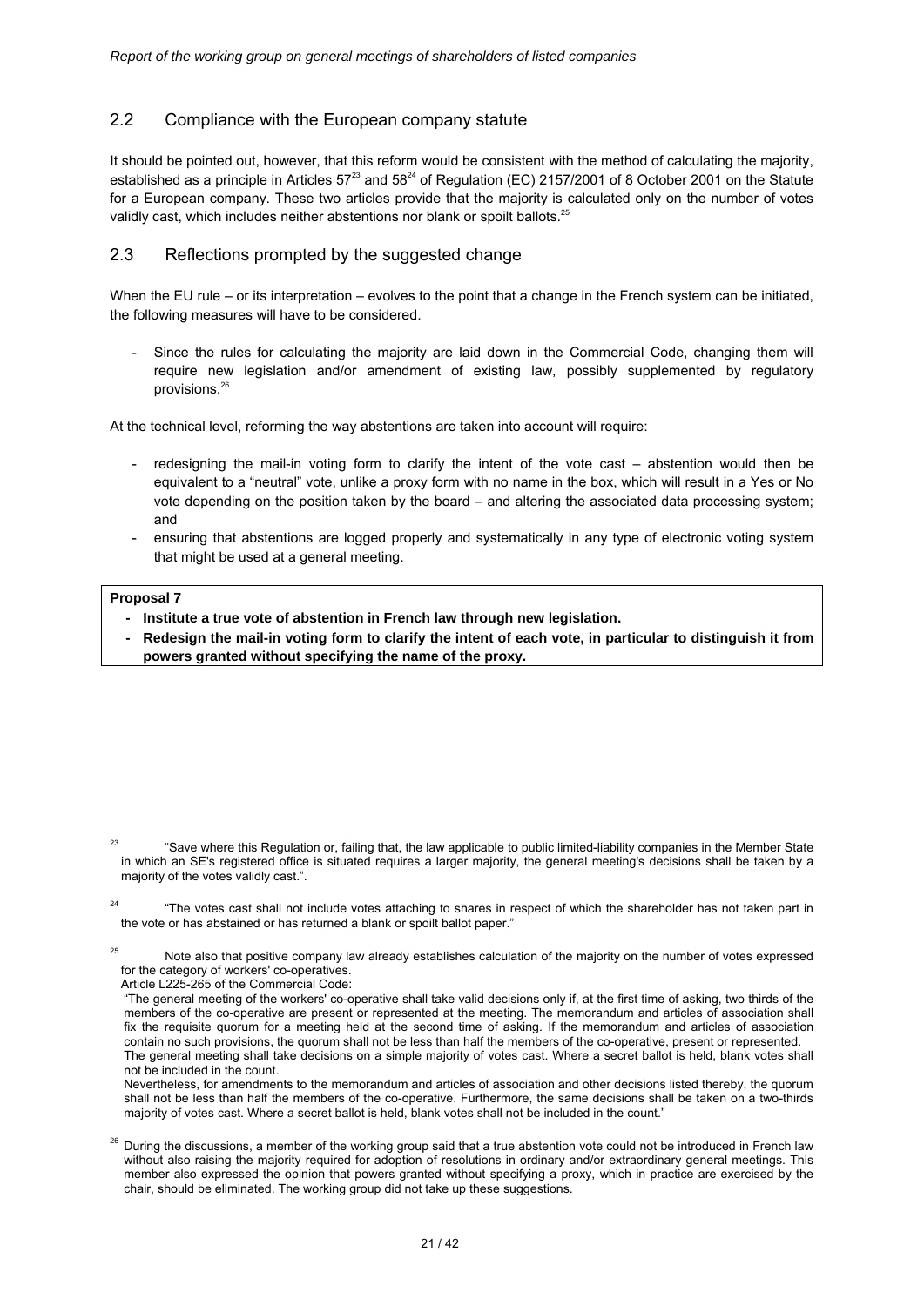## 2.2 Compliance with the European company statute

It should be pointed out, however, that this reform would be consistent with the method of calculating the majority, established as a principle in Articles 57[23] and 58[24] of Regulation (EC) 2157/2001 of 8 October 2001 on the Statute for a European company. These two articles provide that the majority is calculated only on the number of votes validly cast, which includes neither abstentions nor blank or spoilt ballots.[25]

## 2.3 Reflections prompted by the suggested change

When the EU rule – or its interpretation – evolves to the point that a change in the French system can be initiated, the following measures will have to be considered.

- Since the rules for calculating the majority are laid down in the Commercial Code, changing them will require new legislation and/or amendment of existing law, possibly supplemented by regulatory provisions.[26]

At the technical level, reforming the way abstentions are taken into account will require:

- redesigning the mail-in voting form to clarify the intent of the vote cast – abstention would then be equivalent to a "neutral" vote, unlike a proxy form with no name in the box, which will result in a Yes or No vote depending on the position taken by the board – and altering the associated data processing system; and
- ensuring that abstentions are logged properly and systematically in any type of electronic voting system that might be used at a general meeting.

**Proposal 7**

- **Institute a true vote of abstention in French law through new legislation.**
- **Redesign the mail-in voting form to clarify the intent of each vote, in particular to distinguish it from powers granted without specifying the name of the proxy.**

---

[23] "Save where this Regulation or, failing that, the law applicable to public limited-liability companies in the Member State in which an SE's registered office is situated requires a larger majority, the general meeting's decisions shall be taken by a majority of the votes validly cast.".

[24] "The votes cast shall not include votes attaching to shares in respect of which the shareholder has not taken part in the vote or has abstained or has returned a blank or spoilt ballot paper."

[25] Note also that positive company law already establishes calculation of the majority on the number of votes expressed for the category of workers' co-operatives.
Article L225-265 of the Commercial Code:
"The general meeting of the workers' co-operative shall take valid decisions only if, at the first time of asking, two thirds of the members of the co-operative are present or represented at the meeting. The memorandum and articles of association shall fix the requisite quorum for a meeting held at the second time of asking. If the memorandum and articles of association contain no such provisions, the quorum shall not be less than half the members of the co-operative, present or represented.
The general meeting shall take decisions on a simple majority of votes cast. Where a secret ballot is held, blank votes shall not be included in the count.
Nevertheless, for amendments to the memorandum and articles of association and other decisions listed thereby, the quorum shall not be less than half the members of the co-operative. Furthermore, the same decisions shall be taken on a two-thirds majority of votes cast. Where a secret ballot is held, blank votes shall not be included in the count."

[26] During the discussions, a member of the working group said that a true abstention vote could not be introduced in French law without also raising the majority required for adoption of resolutions in ordinary and/or extraordinary general meetings. This member also expressed the opinion that powers granted without specifying a proxy, which in practice are exercised by the chair, should be eliminated. The working group did not take up these suggestions.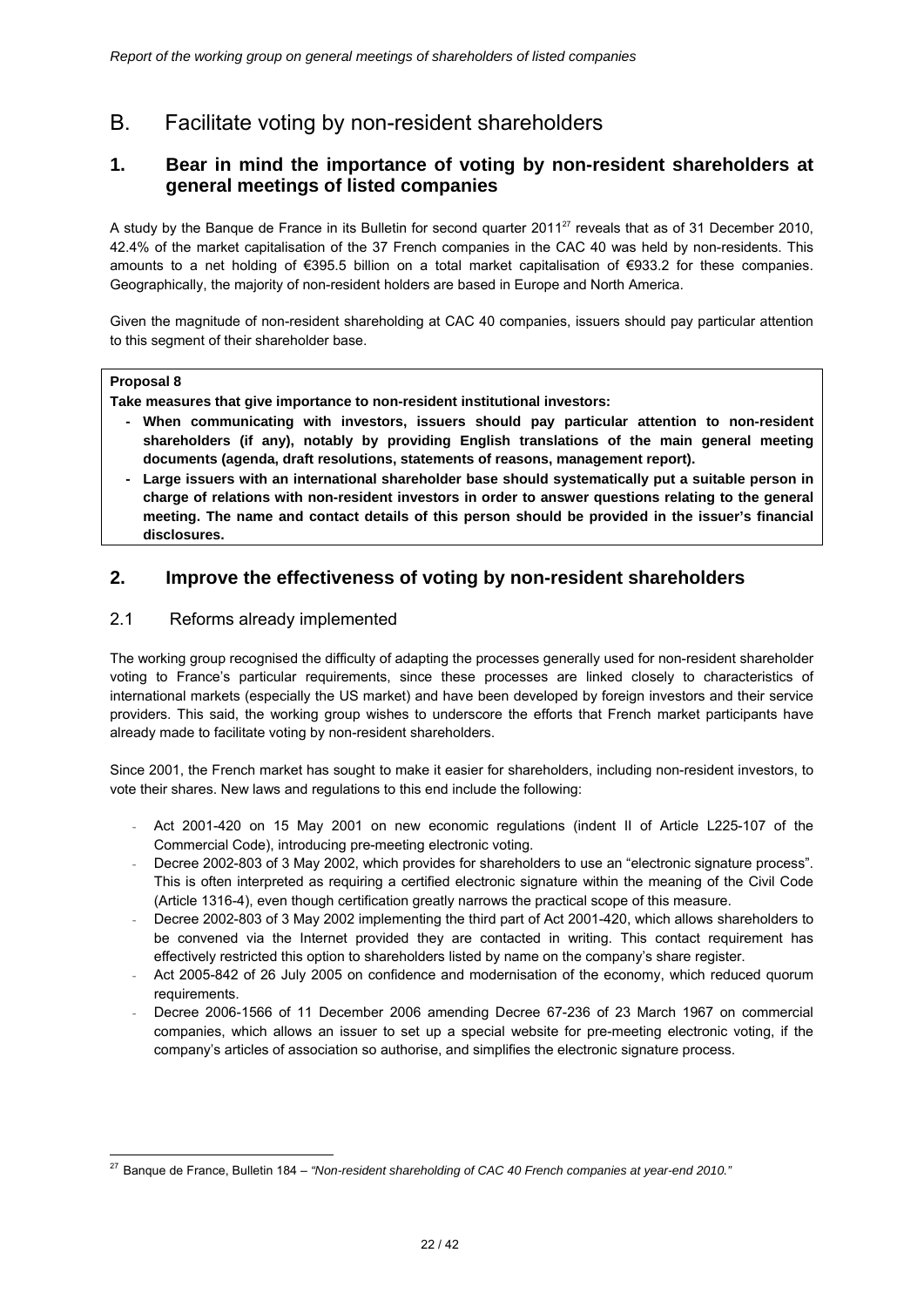# B. Facilitate voting by non-resident shareholders

## 1. Bear in mind the importance of voting by non-resident shareholders at general meetings of listed companies

A study by the Banque de France in its Bulletin for second quarter 2011[27] reveals that as of 31 December 2010, 42.4% of the market capitalisation of the 37 French companies in the CAC 40 was held by non-residents. This amounts to a net holding of €395.5 billion on a total market capitalisation of €933.2 for these companies. Geographically, the majority of non-resident holders are based in Europe and North America.

Given the magnitude of non-resident shareholding at CAC 40 companies, issuers should pay particular attention to this segment of their shareholder base.

**Proposal 8**

**Take measures that give importance to non-resident institutional investors:**

- **When communicating with investors, issuers should pay particular attention to non-resident shareholders (if any), notably by providing English translations of the main general meeting documents (agenda, draft resolutions, statements of reasons, management report).**
- **Large issuers with an international shareholder base should systematically put a suitable person in charge of relations with non-resident investors in order to answer questions relating to the general meeting. The name and contact details of this person should be provided in the issuer's financial disclosures.**

## 2. Improve the effectiveness of voting by non-resident shareholders

### 2.1 Reforms already implemented

The working group recognised the difficulty of adapting the processes generally used for non-resident shareholder voting to France's particular requirements, since these processes are linked closely to characteristics of international markets (especially the US market) and have been developed by foreign investors and their service providers. This said, the working group wishes to underscore the efforts that French market participants have already made to facilitate voting by non-resident shareholders.

Since 2001, the French market has sought to make it easier for shareholders, including non-resident investors, to vote their shares. New laws and regulations to this end include the following:

- Act 2001-420 on 15 May 2001 on new economic regulations (indent II of Article L225-107 of the Commercial Code), introducing pre-meeting electronic voting.
- Decree 2002-803 of 3 May 2002, which provides for shareholders to use an "electronic signature process". This is often interpreted as requiring a certified electronic signature within the meaning of the Civil Code (Article 1316-4), even though certification greatly narrows the practical scope of this measure.
- Decree 2002-803 of 3 May 2002 implementing the third part of Act 2001-420, which allows shareholders to be convened via the Internet provided they are contacted in writing. This contact requirement has effectively restricted this option to shareholders listed by name on the company's share register.
- Act 2005-842 of 26 July 2005 on confidence and modernisation of the economy, which reduced quorum requirements.
- Decree 2006-1566 of 11 December 2006 amending Decree 67-236 of 23 March 1967 on commercial companies, which allows an issuer to set up a special website for pre-meeting electronic voting, if the company's articles of association so authorise, and simplifies the electronic signature process.

[27] Banque de France, Bulletin 184 – *"Non-resident shareholding of CAC 40 French companies at year-end 2010."*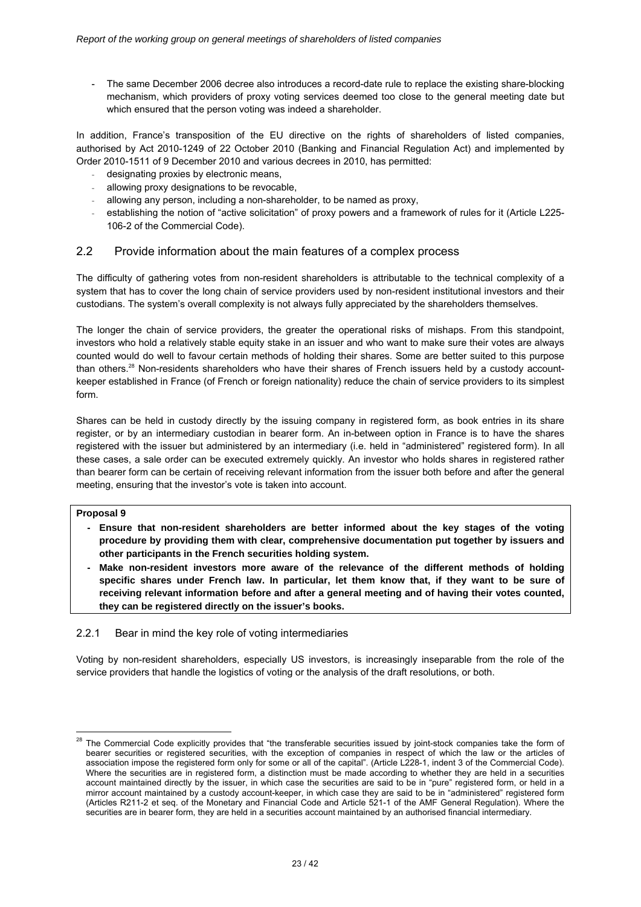- The same December 2006 decree also introduces a record-date rule to replace the existing share-blocking mechanism, which providers of proxy voting services deemed too close to the general meeting date but which ensured that the person voting was indeed a shareholder.

In addition, France's transposition of the EU directive on the rights of shareholders of listed companies, authorised by Act 2010-1249 of 22 October 2010 (Banking and Financial Regulation Act) and implemented by Order 2010-1511 of 9 December 2010 and various decrees in 2010, has permitted:

- designating proxies by electronic means,
- allowing proxy designations to be revocable,
- allowing any person, including a non-shareholder, to be named as proxy,
- establishing the notion of "active solicitation" of proxy powers and a framework of rules for it (Article L225-106-2 of the Commercial Code).

## 2.2 Provide information about the main features of a complex process

The difficulty of gathering votes from non-resident shareholders is attributable to the technical complexity of a system that has to cover the long chain of service providers used by non-resident institutional investors and their custodians. The system's overall complexity is not always fully appreciated by the shareholders themselves.

The longer the chain of service providers, the greater the operational risks of mishaps. From this standpoint, investors who hold a relatively stable equity stake in an issuer and who want to make sure their votes are always counted would do well to favour certain methods of holding their shares. Some are better suited to this purpose than others.[28] Non-residents shareholders who have their shares of French issuers held by a custody account-keeper established in France (of French or foreign nationality) reduce the chain of service providers to its simplest form.

Shares can be held in custody directly by the issuing company in registered form, as book entries in its share register, or by an intermediary custodian in bearer form. An in-between option in France is to have the shares registered with the issuer but administered by an intermediary (i.e. held in "administered" registered form). In all these cases, a sale order can be executed extremely quickly. An investor who holds shares in registered rather than bearer form can be certain of receiving relevant information from the issuer both before and after the general meeting, ensuring that the investor's vote is taken into account.

**Proposal 9**

- **Ensure that non-resident shareholders are better informed about the key stages of the voting procedure by providing them with clear, comprehensive documentation put together by issuers and other participants in the French securities holding system.**
- **Make non-resident investors more aware of the relevance of the different methods of holding specific shares under French law. In particular, let them know that, if they want to be sure of receiving relevant information before and after a general meeting and of having their votes counted, they can be registered directly on the issuer's books.**

### 2.2.1 Bear in mind the key role of voting intermediaries

Voting by non-resident shareholders, especially US investors, is increasingly inseparable from the role of the service providers that handle the logistics of voting or the analysis of the draft resolutions, or both.

---

[28] The Commercial Code explicitly provides that "the transferable securities issued by joint-stock companies take the form of bearer securities or registered securities, with the exception of companies in respect of which the law or the articles of association impose the registered form only for some or all of the capital". (Article L228-1, indent 3 of the Commercial Code). Where the securities are in registered form, a distinction must be made according to whether they are held in a securities account maintained directly by the issuer, in which case the securities are said to be in "pure" registered form, or held in a mirror account maintained by a custody account-keeper, in which case they are said to be in "administered" registered form (Articles R211-2 et seq. of the Monetary and Financial Code and Article 521-1 of the AMF General Regulation). Where the securities are in bearer form, they are held in a securities account maintained by an authorised financial intermediary.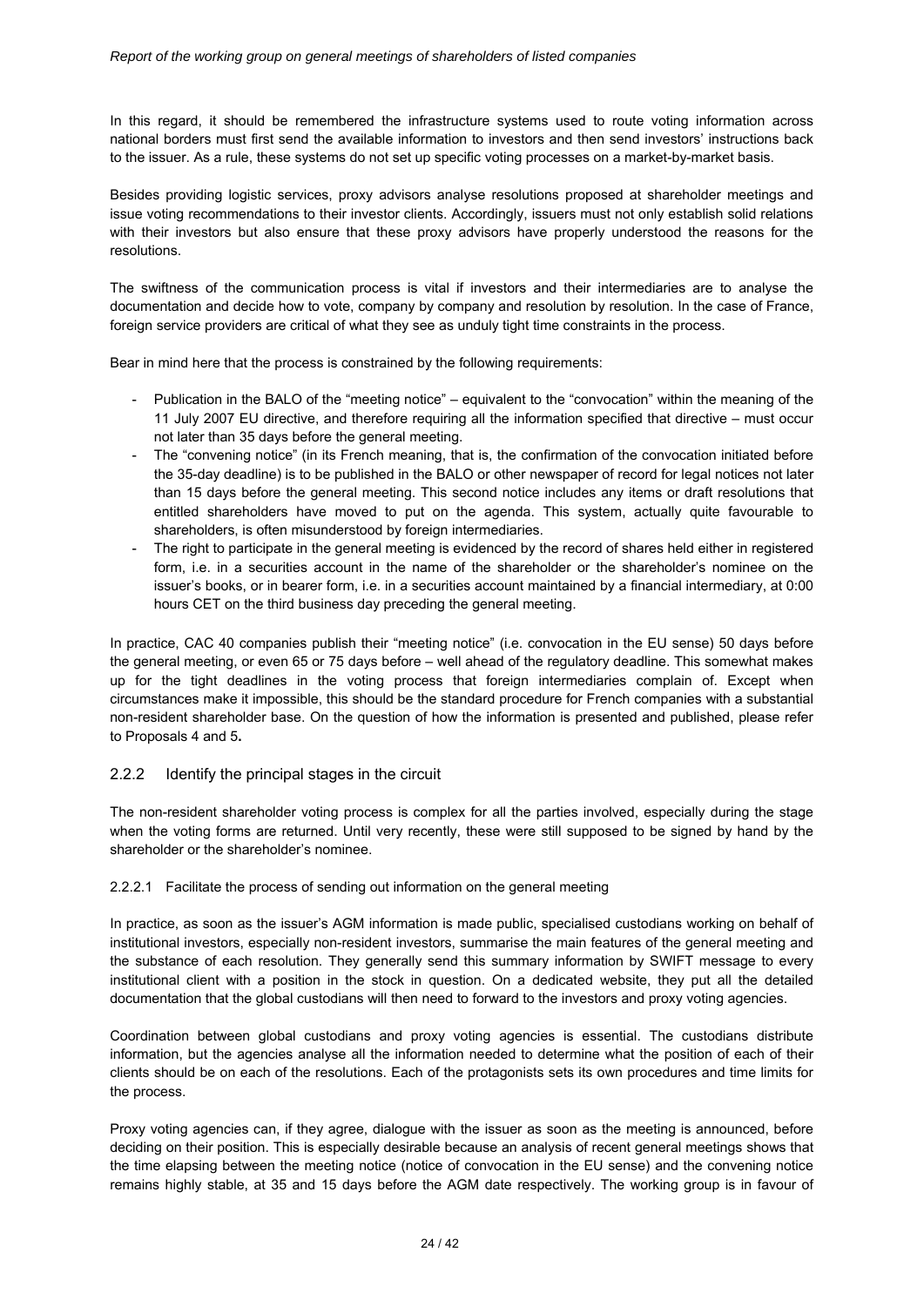In this regard, it should be remembered the infrastructure systems used to route voting information across national borders must first send the available information to investors and then send investors' instructions back to the issuer. As a rule, these systems do not set up specific voting processes on a market-by-market basis.

Besides providing logistic services, proxy advisors analyse resolutions proposed at shareholder meetings and issue voting recommendations to their investor clients. Accordingly, issuers must not only establish solid relations with their investors but also ensure that these proxy advisors have properly understood the reasons for the resolutions.

The swiftness of the communication process is vital if investors and their intermediaries are to analyse the documentation and decide how to vote, company by company and resolution by resolution. In the case of France, foreign service providers are critical of what they see as unduly tight time constraints in the process.

Bear in mind here that the process is constrained by the following requirements:

- Publication in the BALO of the "meeting notice" – equivalent to the "convocation" within the meaning of the 11 July 2007 EU directive, and therefore requiring all the information specified that directive – must occur not later than 35 days before the general meeting.
- The "convening notice" (in its French meaning, that is, the confirmation of the convocation initiated before the 35-day deadline) is to be published in the BALO or other newspaper of record for legal notices not later than 15 days before the general meeting. This second notice includes any items or draft resolutions that entitled shareholders have moved to put on the agenda. This system, actually quite favourable to shareholders, is often misunderstood by foreign intermediaries.
- The right to participate in the general meeting is evidenced by the record of shares held either in registered form, i.e. in a securities account in the name of the shareholder or the shareholder's nominee on the issuer's books, or in bearer form, i.e. in a securities account maintained by a financial intermediary, at 0:00 hours CET on the third business day preceding the general meeting.

In practice, CAC 40 companies publish their "meeting notice" (i.e. convocation in the EU sense) 50 days before the general meeting, or even 65 or 75 days before – well ahead of the regulatory deadline. This somewhat makes up for the tight deadlines in the voting process that foreign intermediaries complain of. Except when circumstances make it impossible, this should be the standard procedure for French companies with a substantial non-resident shareholder base. On the question of how the information is presented and published, please refer to Proposals 4 and 5**.**

### 2.2.2 Identify the principal stages in the circuit

The non-resident shareholder voting process is complex for all the parties involved, especially during the stage when the voting forms are returned. Until very recently, these were still supposed to be signed by hand by the shareholder or the shareholder's nominee.

#### 2.2.2.1 Facilitate the process of sending out information on the general meeting

In practice, as soon as the issuer's AGM information is made public, specialised custodians working on behalf of institutional investors, especially non-resident investors, summarise the main features of the general meeting and the substance of each resolution. They generally send this summary information by SWIFT message to every institutional client with a position in the stock in question. On a dedicated website, they put all the detailed documentation that the global custodians will then need to forward to the investors and proxy voting agencies.

Coordination between global custodians and proxy voting agencies is essential. The custodians distribute information, but the agencies analyse all the information needed to determine what the position of each of their clients should be on each of the resolutions. Each of the protagonists sets its own procedures and time limits for the process.

Proxy voting agencies can, if they agree, dialogue with the issuer as soon as the meeting is announced, before deciding on their position. This is especially desirable because an analysis of recent general meetings shows that the time elapsing between the meeting notice (notice of convocation in the EU sense) and the convening notice remains highly stable, at 35 and 15 days before the AGM date respectively. The working group is in favour of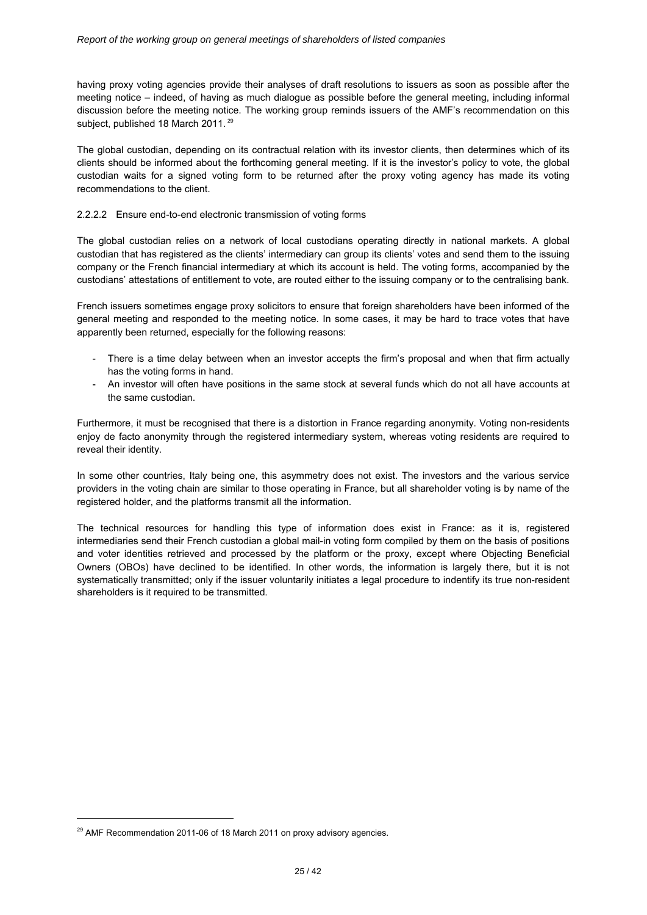having proxy voting agencies provide their analyses of draft resolutions to issuers as soon as possible after the meeting notice – indeed, of having as much dialogue as possible before the general meeting, including informal discussion before the meeting notice. The working group reminds issuers of the AMF's recommendation on this subject, published 18 March 2011.[29]

The global custodian, depending on its contractual relation with its investor clients, then determines which of its clients should be informed about the forthcoming general meeting. If it is the investor's policy to vote, the global custodian waits for a signed voting form to be returned after the proxy voting agency has made its voting recommendations to the client.

#### 2.2.2.2 Ensure end-to-end electronic transmission of voting forms

The global custodian relies on a network of local custodians operating directly in national markets. A global custodian that has registered as the clients' intermediary can group its clients' votes and send them to the issuing company or the French financial intermediary at which its account is held. The voting forms, accompanied by the custodians' attestations of entitlement to vote, are routed either to the issuing company or to the centralising bank.

French issuers sometimes engage proxy solicitors to ensure that foreign shareholders have been informed of the general meeting and responded to the meeting notice. In some cases, it may be hard to trace votes that have apparently been returned, especially for the following reasons:

- There is a time delay between when an investor accepts the firm's proposal and when that firm actually has the voting forms in hand.
- An investor will often have positions in the same stock at several funds which do not all have accounts at the same custodian.

Furthermore, it must be recognised that there is a distortion in France regarding anonymity. Voting non-residents enjoy de facto anonymity through the registered intermediary system, whereas voting residents are required to reveal their identity.

In some other countries, Italy being one, this asymmetry does not exist. The investors and the various service providers in the voting chain are similar to those operating in France, but all shareholder voting is by name of the registered holder, and the platforms transmit all the information.

The technical resources for handling this type of information does exist in France: as it is, registered intermediaries send their French custodian a global mail-in voting form compiled by them on the basis of positions and voter identities retrieved and processed by the platform or the proxy, except where Objecting Beneficial Owners (OBOs) have declined to be identified. In other words, the information is largely there, but it is not systematically transmitted; only if the issuer voluntarily initiates a legal procedure to indentify its true non-resident shareholders is it required to be transmitted.

---

[29] AMF Recommendation 2011-06 of 18 March 2011 on proxy advisory agencies.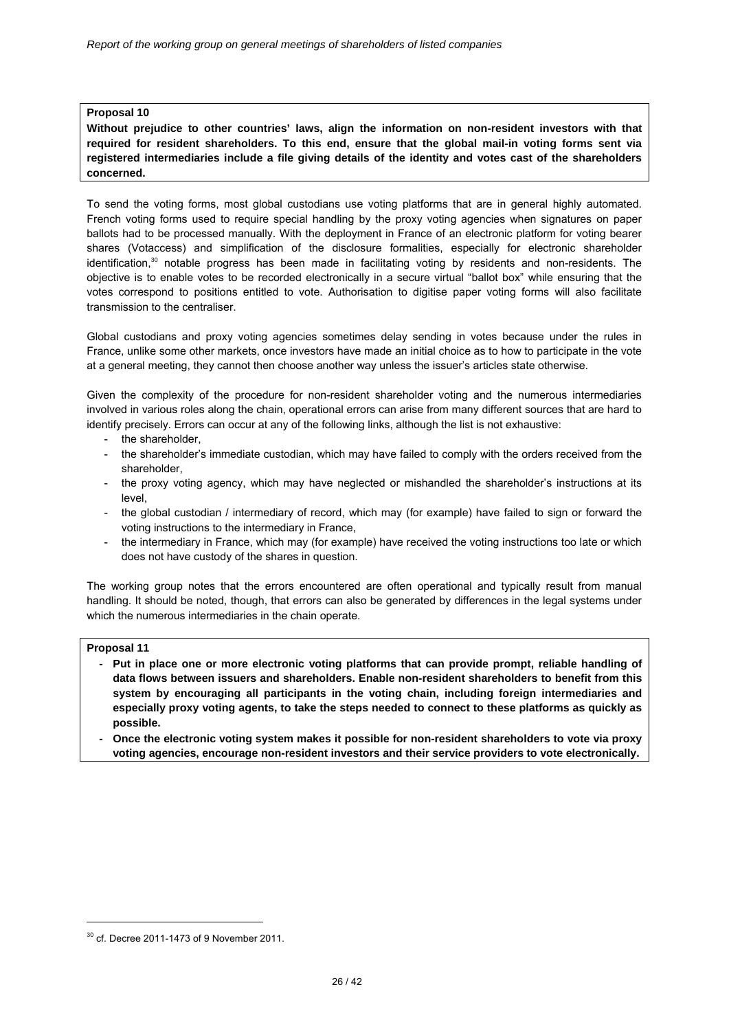**Proposal 10**

**Without prejudice to other countries' laws, align the information on non-resident investors with that required for resident shareholders. To this end, ensure that the global mail-in voting forms sent via registered intermediaries include a file giving details of the identity and votes cast of the shareholders concerned.**

To send the voting forms, most global custodians use voting platforms that are in general highly automated. French voting forms used to require special handling by the proxy voting agencies when signatures on paper ballots had to be processed manually. With the deployment in France of an electronic platform for voting bearer shares (Votaccess) and simplification of the disclosure formalities, especially for electronic shareholder identification,[30] notable progress has been made in facilitating voting by residents and non-residents. The objective is to enable votes to be recorded electronically in a secure virtual "ballot box" while ensuring that the votes correspond to positions entitled to vote. Authorisation to digitise paper voting forms will also facilitate transmission to the centraliser.

Global custodians and proxy voting agencies sometimes delay sending in votes because under the rules in France, unlike some other markets, once investors have made an initial choice as to how to participate in the vote at a general meeting, they cannot then choose another way unless the issuer's articles state otherwise.

Given the complexity of the procedure for non-resident shareholder voting and the numerous intermediaries involved in various roles along the chain, operational errors can arise from many different sources that are hard to identify precisely. Errors can occur at any of the following links, although the list is not exhaustive:

- the shareholder,
- the shareholder's immediate custodian, which may have failed to comply with the orders received from the shareholder,
- the proxy voting agency, which may have neglected or mishandled the shareholder's instructions at its level,
- the global custodian / intermediary of record, which may (for example) have failed to sign or forward the voting instructions to the intermediary in France,
- the intermediary in France, which may (for example) have received the voting instructions too late or which does not have custody of the shares in question.

The working group notes that the errors encountered are often operational and typically result from manual handling. It should be noted, though, that errors can also be generated by differences in the legal systems under which the numerous intermediaries in the chain operate.

**Proposal 11**

- **Put in place one or more electronic voting platforms that can provide prompt, reliable handling of data flows between issuers and shareholders. Enable non-resident shareholders to benefit from this system by encouraging all participants in the voting chain, including foreign intermediaries and especially proxy voting agents, to take the steps needed to connect to these platforms as quickly as possible.**
- **Once the electronic voting system makes it possible for non-resident shareholders to vote via proxy voting agencies, encourage non-resident investors and their service providers to vote electronically.**

---

[30] cf. Decree 2011-1473 of 9 November 2011.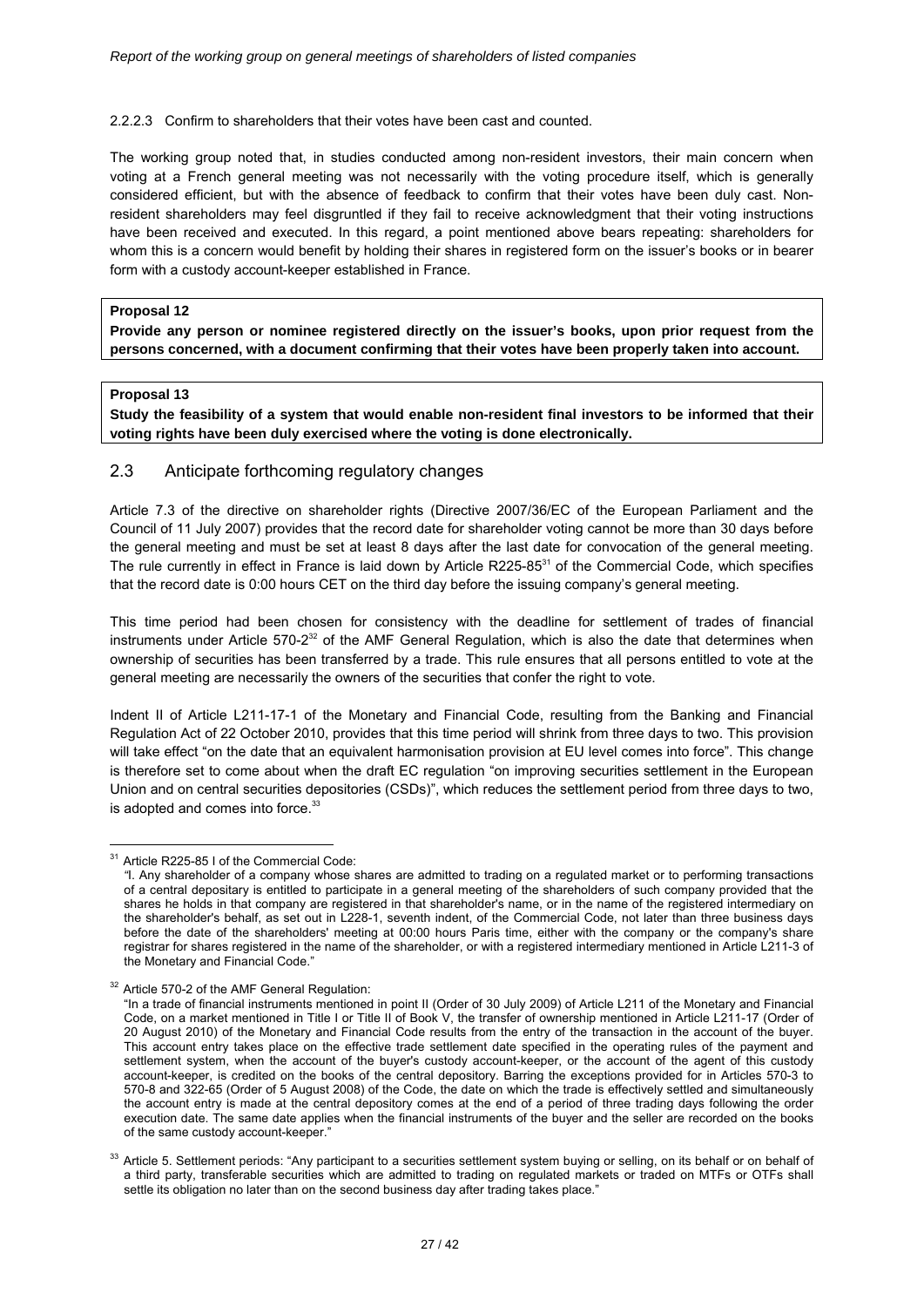#### 2.2.2.3 Confirm to shareholders that their votes have been cast and counted.

The working group noted that, in studies conducted among non-resident investors, their main concern when voting at a French general meeting was not necessarily with the voting procedure itself, which is generally considered efficient, but with the absence of feedback to confirm that their votes have been duly cast. Non-resident shareholders may feel disgruntled if they fail to receive acknowledgment that their voting instructions have been received and executed. In this regard, a point mentioned above bears repeating: shareholders for whom this is a concern would benefit by holding their shares in registered form on the issuer's books or in bearer form with a custody account-keeper established in France.

**Proposal 12**

**Provide any person or nominee registered directly on the issuer's books, upon prior request from the persons concerned, with a document confirming that their votes have been properly taken into account.**

**Proposal 13**

**Study the feasibility of a system that would enable non-resident final investors to be informed that their voting rights have been duly exercised where the voting is done electronically.**

## 2.3 Anticipate forthcoming regulatory changes

Article 7.3 of the directive on shareholder rights (Directive 2007/36/EC of the European Parliament and the Council of 11 July 2007) provides that the record date for shareholder voting cannot be more than 30 days before the general meeting and must be set at least 8 days after the last date for convocation of the general meeting. The rule currently in effect in France is laid down by Article R225-85[31] of the Commercial Code, which specifies that the record date is 0:00 hours CET on the third day before the issuing company's general meeting.

This time period had been chosen for consistency with the deadline for settlement of trades of financial instruments under Article 570-2[32] of the AMF General Regulation, which is also the date that determines when ownership of securities has been transferred by a trade. This rule ensures that all persons entitled to vote at the general meeting are necessarily the owners of the securities that confer the right to vote.

Indent II of Article L211-17-1 of the Monetary and Financial Code, resulting from the Banking and Financial Regulation Act of 22 October 2010, provides that this time period will shrink from three days to two. This provision will take effect "on the date that an equivalent harmonisation provision at EU level comes into force". This change is therefore set to come about when the draft EC regulation "on improving securities settlement in the European Union and on central securities depositories (CSDs)", which reduces the settlement period from three days to two, is adopted and comes into force.[33]

---

[31] Article R225-85 I of the Commercial Code:
"I. Any shareholder of a company whose shares are admitted to trading on a regulated market or to performing transactions of a central depositary is entitled to participate in a general meeting of the shareholders of such company provided that the shares he holds in that company are registered in that shareholder's name, or in the name of the registered intermediary on the shareholder's behalf, as set out in L228-1, seventh indent, of the Commercial Code, not later than three business days before the date of the shareholders' meeting at 00:00 hours Paris time, either with the company or the company's share registrar for shares registered in the name of the shareholder, or with a registered intermediary mentioned in Article L211-3 of the Monetary and Financial Code."

[32] Article 570-2 of the AMF General Regulation:
"In a trade of financial instruments mentioned in point II (Order of 30 July 2009) of Article L211 of the Monetary and Financial Code, on a market mentioned in Title I or Title II of Book V, the transfer of ownership mentioned in Article L211-17 (Order of 20 August 2010) of the Monetary and Financial Code results from the entry of the transaction in the account of the buyer. This account entry takes place on the effective trade settlement date specified in the operating rules of the payment and settlement system, when the account of the buyer's custody account-keeper, or the account of the agent of this custody account-keeper, is credited on the books of the central depository. Barring the exceptions provided for in Articles 570-3 to 570-8 and 322-65 (Order of 5 August 2008) of the Code, the date on which the trade is effectively settled and simultaneously the account entry is made at the central depository comes at the end of a period of three trading days following the order execution date. The same date applies when the financial instruments of the buyer and the seller are recorded on the books of the same custody account-keeper."

[33] Article 5. Settlement periods: "Any participant to a securities settlement system buying or selling, on its behalf or on behalf of a third party, transferable securities which are admitted to trading on regulated markets or traded on MTFs or OTFs shall settle its obligation no later than on the second business day after trading takes place."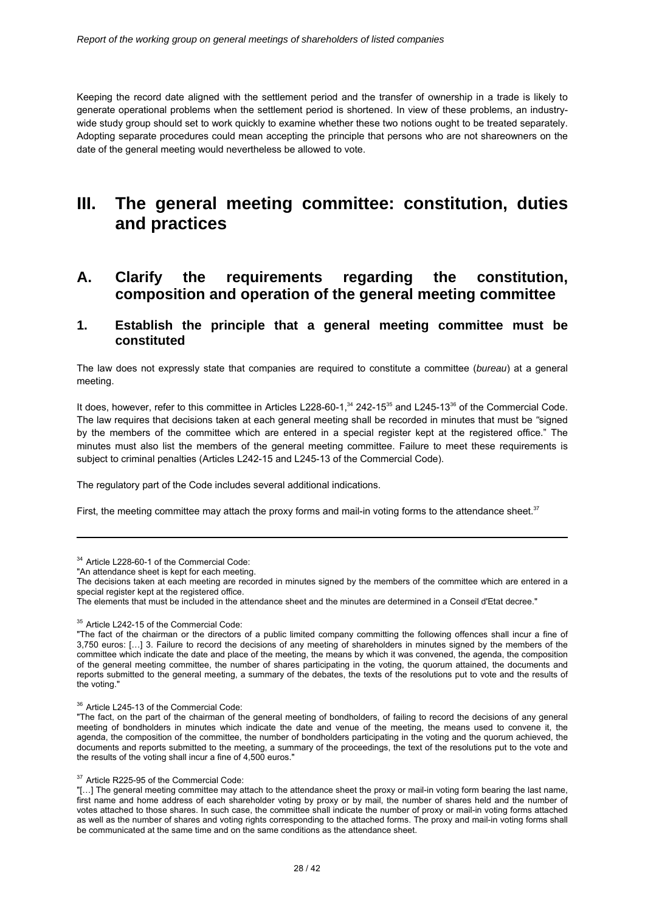Keeping the record date aligned with the settlement period and the transfer of ownership in a trade is likely to generate operational problems when the settlement period is shortened. In view of these problems, an industry-wide study group should set to work quickly to examine whether these two notions ought to be treated separately. Adopting separate procedures could mean accepting the principle that persons who are not shareowners on the date of the general meeting would nevertheless be allowed to vote.

# III. The general meeting committee: constitution, duties and practices

## A. Clarify the requirements regarding the constitution, composition and operation of the general meeting committee

### 1. Establish the principle that a general meeting committee must be constituted

The law does not expressly state that companies are required to constitute a committee (*bureau*) at a general meeting.

It does, however, refer to this committee in Articles L228-60-1,[34] 242-15[35] and L245-13[36] of the Commercial Code. The law requires that decisions taken at each general meeting shall be recorded in minutes that must be "signed by the members of the committee which are entered in a special register kept at the registered office." The minutes must also list the members of the general meeting committee. Failure to meet these requirements is subject to criminal penalties (Articles L242-15 and L245-13 of the Commercial Code).

The regulatory part of the Code includes several additional indications.

First, the meeting committee may attach the proxy forms and mail-in voting forms to the attendance sheet.[37]

---

[34] Article L228-60-1 of the Commercial Code:
"An attendance sheet is kept for each meeting.
The decisions taken at each meeting are recorded in minutes signed by the members of the committee which are entered in a special register kept at the registered office.
The elements that must be included in the attendance sheet and the minutes are determined in a Conseil d'Etat decree."

[35] Article L242-15 of the Commercial Code:
"The fact of the chairman or the directors of a public limited company committing the following offences shall incur a fine of 3,750 euros: […] 3. Failure to record the decisions of any meeting of shareholders in minutes signed by the members of the committee which indicate the date and place of the meeting, the means by which it was convened, the agenda, the composition of the general meeting committee, the number of shares participating in the voting, the quorum attained, the documents and reports submitted to the general meeting, a summary of the debates, the texts of the resolutions put to vote and the results of the voting."

[36] Article L245-13 of the Commercial Code:
"The fact, on the part of the chairman of the general meeting of bondholders, of failing to record the decisions of any general meeting of bondholders in minutes which indicate the date and venue of the meeting, the means used to convene it, the agenda, the composition of the committee, the number of bondholders participating in the voting and the quorum achieved, the documents and reports submitted to the meeting, a summary of the proceedings, the text of the resolutions put to the vote and the results of the voting shall incur a fine of 4,500 euros."

[37] Article R225-95 of the Commercial Code:
"[…] The general meeting committee may attach to the attendance sheet the proxy or mail-in voting form bearing the last name, first name and home address of each shareholder voting by proxy or by mail, the number of shares held and the number of votes attached to those shares. In such case, the committee shall indicate the number of proxy or mail-in voting forms attached as well as the number of shares and voting rights corresponding to the attached forms. The proxy and mail-in voting forms shall be communicated at the same time and on the same conditions as the attendance sheet.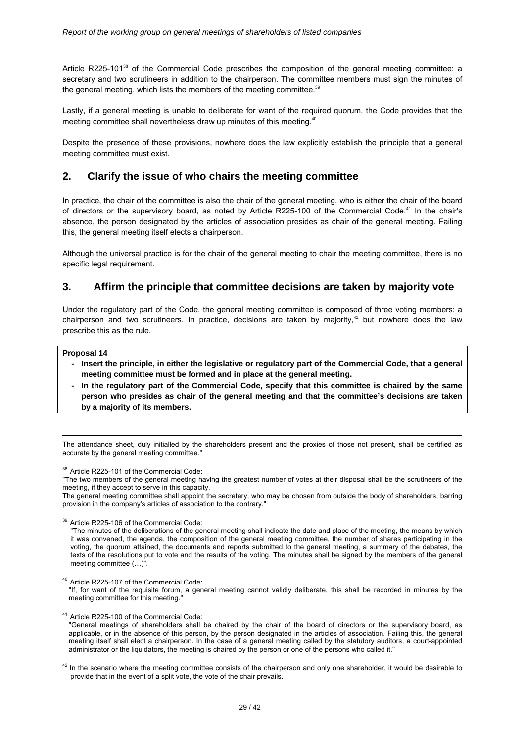Article R225-101[38] of the Commercial Code prescribes the composition of the general meeting committee: a secretary and two scrutineers in addition to the chairperson. The committee members must sign the minutes of the general meeting, which lists the members of the meeting committee.[39]

Lastly, if a general meeting is unable to deliberate for want of the required quorum, the Code provides that the meeting committee shall nevertheless draw up minutes of this meeting.[40]

Despite the presence of these provisions, nowhere does the law explicitly establish the principle that a general meeting committee must exist.

## 2. Clarify the issue of who chairs the meeting committee

In practice, the chair of the committee is also the chair of the general meeting, who is either the chair of the board of directors or the supervisory board, as noted by Article R225-100 of the Commercial Code.[41] In the chair's absence, the person designated by the articles of association presides as chair of the general meeting. Failing this, the general meeting itself elects a chairperson.

Although the universal practice is for the chair of the general meeting to chair the meeting committee, there is no specific legal requirement.

## 3. Affirm the principle that committee decisions are taken by majority vote

Under the regulatory part of the Code, the general meeting committee is composed of three voting members: a chairperson and two scrutineers. In practice, decisions are taken by majority,[42] but nowhere does the law prescribe this as the rule.

**Proposal 14**

- **Insert the principle, in either the legislative or regulatory part of the Commercial Code, that a general meeting committee must be formed and in place at the general meeting.**
- **In the regulatory part of the Commercial Code, specify that this committee is chaired by the same person who presides as chair of the general meeting and that the committee's decisions are taken by a majority of its members.**

---

The attendance sheet, duly initialled by the shareholders present and the proxies of those not present, shall be certified as accurate by the general meeting committee."

[38] Article R225-101 of the Commercial Code:
"The two members of the general meeting having the greatest number of votes at their disposal shall be the scrutineers of the meeting, if they accept to serve in this capacity.
The general meeting committee shall appoint the secretary, who may be chosen from outside the body of shareholders, barring provision in the company's articles of association to the contrary."

[39] Article R225-106 of the Commercial Code:
"The minutes of the deliberations of the general meeting shall indicate the date and place of the meeting, the means by which it was convened, the agenda, the composition of the general meeting committee, the number of shares participating in the voting, the quorum attained, the documents and reports submitted to the general meeting, a summary of the debates, the texts of the resolutions put to vote and the results of the voting. The minutes shall be signed by the members of the general meeting committee (…)".

[40] Article R225-107 of the Commercial Code:
"If, for want of the requisite forum, a general meeting cannot validly deliberate, this shall be recorded in minutes by the meeting committee for this meeting."

[41] Article R225-100 of the Commercial Code:
"General meetings of shareholders shall be chaired by the chair of the board of directors or the supervisory board, as applicable, or in the absence of this person, by the person designated in the articles of association. Failing this, the general meeting itself shall elect a chairperson. In the case of a general meeting called by the statutory auditors, a court-appointed administrator or the liquidators, the meeting is chaired by the person or one of the persons who called it."

[42] In the scenario where the meeting committee consists of the chairperson and only one shareholder, it would be desirable to provide that in the event of a split vote, the vote of the chair prevails.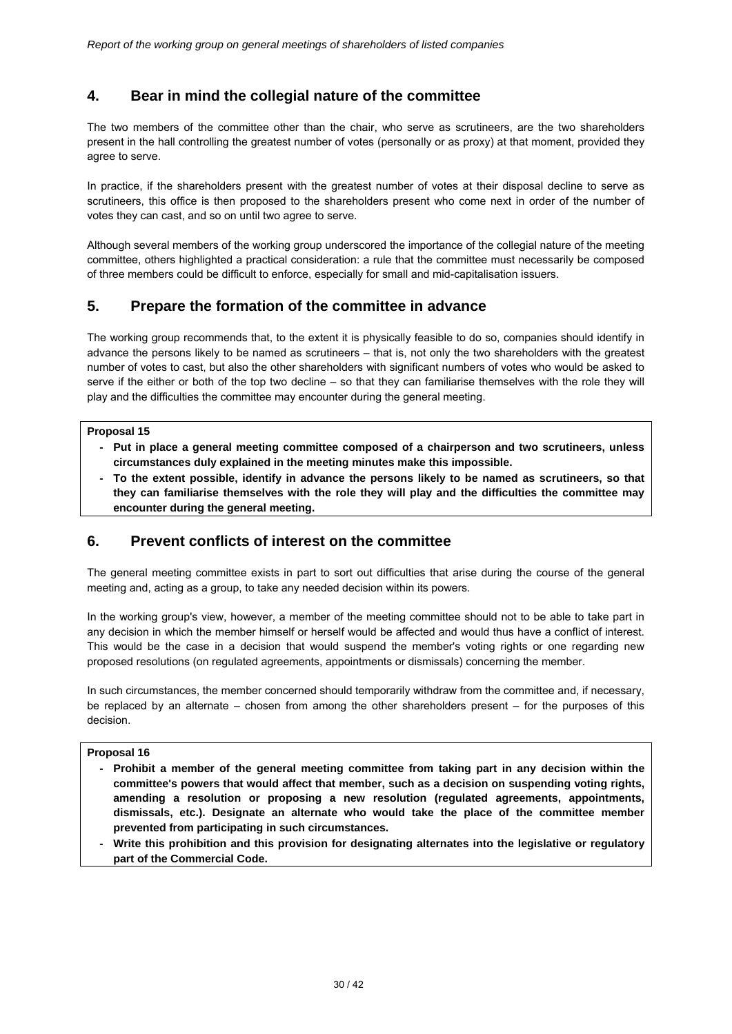## 4. Bear in mind the collegial nature of the committee

The two members of the committee other than the chair, who serve as scrutineers, are the two shareholders present in the hall controlling the greatest number of votes (personally or as proxy) at that moment, provided they agree to serve.

In practice, if the shareholders present with the greatest number of votes at their disposal decline to serve as scrutineers, this office is then proposed to the shareholders present who come next in order of the number of votes they can cast, and so on until two agree to serve.

Although several members of the working group underscored the importance of the collegial nature of the meeting committee, others highlighted a practical consideration: a rule that the committee must necessarily be composed of three members could be difficult to enforce, especially for small and mid-capitalisation issuers.

## 5. Prepare the formation of the committee in advance

The working group recommends that, to the extent it is physically feasible to do so, companies should identify in advance the persons likely to be named as scrutineers – that is, not only the two shareholders with the greatest number of votes to cast, but also the other shareholders with significant numbers of votes who would be asked to serve if the either or both of the top two decline – so that they can familiarise themselves with the role they will play and the difficulties the committee may encounter during the general meeting.

**Proposal 15**

- **Put in place a general meeting committee composed of a chairperson and two scrutineers, unless circumstances duly explained in the meeting minutes make this impossible.**
- **To the extent possible, identify in advance the persons likely to be named as scrutineers, so that they can familiarise themselves with the role they will play and the difficulties the committee may encounter during the general meeting.**

## 6. Prevent conflicts of interest on the committee

The general meeting committee exists in part to sort out difficulties that arise during the course of the general meeting and, acting as a group, to take any needed decision within its powers.

In the working group's view, however, a member of the meeting committee should not to be able to take part in any decision in which the member himself or herself would be affected and would thus have a conflict of interest. This would be the case in a decision that would suspend the member's voting rights or one regarding new proposed resolutions (on regulated agreements, appointments or dismissals) concerning the member.

In such circumstances, the member concerned should temporarily withdraw from the committee and, if necessary, be replaced by an alternate – chosen from among the other shareholders present – for the purposes of this decision.

**Proposal 16**

- **Prohibit a member of the general meeting committee from taking part in any decision within the committee's powers that would affect that member, such as a decision on suspending voting rights, amending a resolution or proposing a new resolution (regulated agreements, appointments, dismissals, etc.). Designate an alternate who would take the place of the committee member prevented from participating in such circumstances.**
- **Write this prohibition and this provision for designating alternates into the legislative or regulatory part of the Commercial Code.**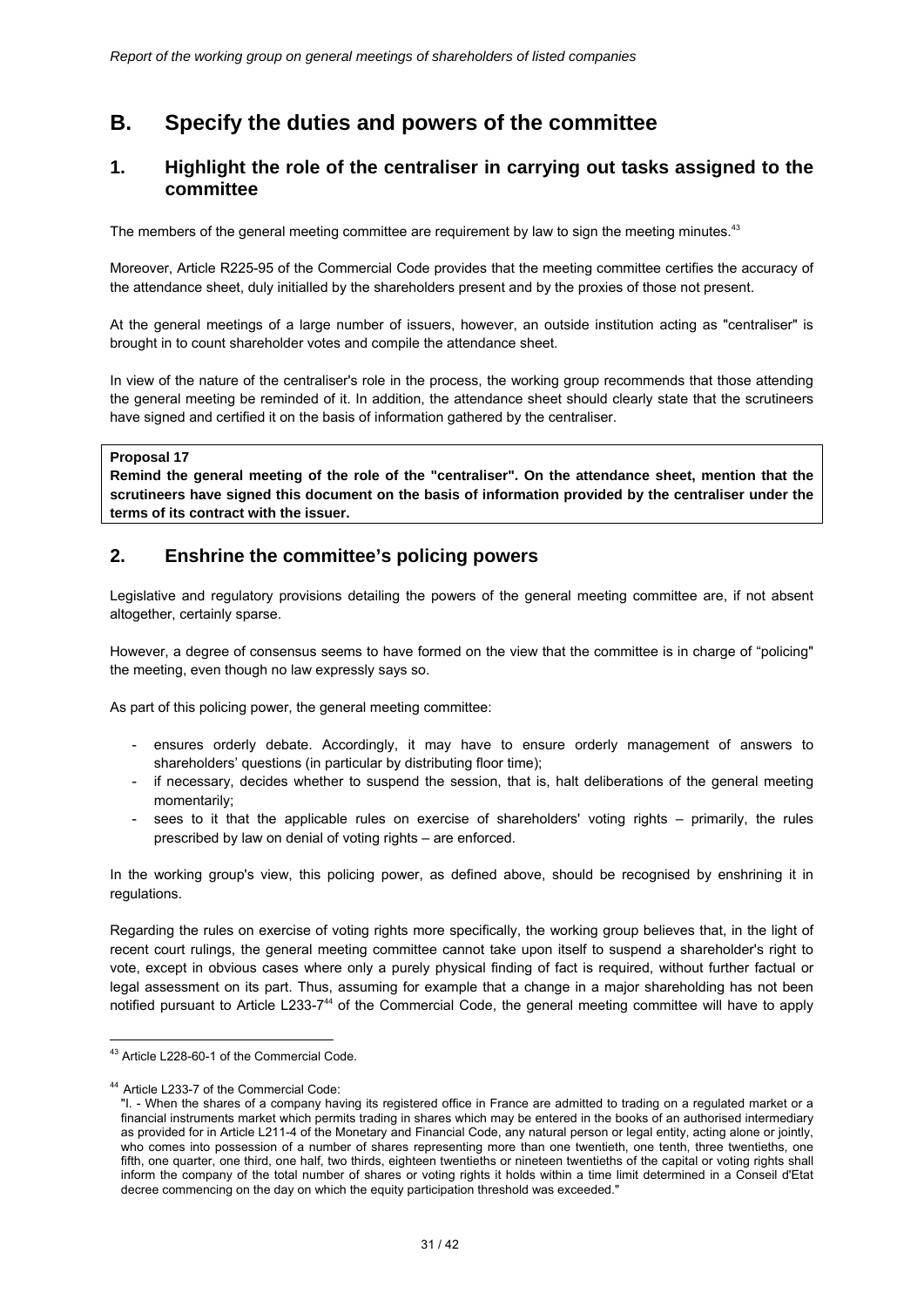## B. Specify the duties and powers of the committee

### 1. Highlight the role of the centraliser in carrying out tasks assigned to the committee

The members of the general meeting committee are requirement by law to sign the meeting minutes.[43]

Moreover, Article R225-95 of the Commercial Code provides that the meeting committee certifies the accuracy of the attendance sheet, duly initialled by the shareholders present and by the proxies of those not present.

At the general meetings of a large number of issuers, however, an outside institution acting as "centraliser" is brought in to count shareholder votes and compile the attendance sheet.

In view of the nature of the centraliser's role in the process, the working group recommends that those attending the general meeting be reminded of it. In addition, the attendance sheet should clearly state that the scrutineers have signed and certified it on the basis of information gathered by the centraliser.

> **Proposal 17**
> **Remind the general meeting of the role of the "centraliser". On the attendance sheet, mention that the scrutineers have signed this document on the basis of information provided by the centraliser under the terms of its contract with the issuer.**

### 2. Enshrine the committee's policing powers

Legislative and regulatory provisions detailing the powers of the general meeting committee are, if not absent altogether, certainly sparse.

However, a degree of consensus seems to have formed on the view that the committee is in charge of "policing" the meeting, even though no law expressly says so.

As part of this policing power, the general meeting committee:

- ensures orderly debate. Accordingly, it may have to ensure orderly management of answers to shareholders' questions (in particular by distributing floor time);
- if necessary, decides whether to suspend the session, that is, halt deliberations of the general meeting momentarily;
- sees to it that the applicable rules on exercise of shareholders' voting rights – primarily, the rules prescribed by law on denial of voting rights – are enforced.

In the working group's view, this policing power, as defined above, should be recognised by enshrining it in regulations.

Regarding the rules on exercise of voting rights more specifically, the working group believes that, in the light of recent court rulings, the general meeting committee cannot take upon itself to suspend a shareholder's right to vote, except in obvious cases where only a purely physical finding of fact is required, without further factual or legal assessment on its part. Thus, assuming for example that a change in a major shareholding has not been notified pursuant to Article L233-7[44] of the Commercial Code, the general meeting committee will have to apply

---

[43] Article L228-60-1 of the Commercial Code.

[44] Article L233-7 of the Commercial Code:
"I. - When the shares of a company having its registered office in France are admitted to trading on a regulated market or a financial instruments market which permits trading in shares which may be entered in the books of an authorised intermediary as provided for in Article L211-4 of the Monetary and Financial Code, any natural person or legal entity, acting alone or jointly, who comes into possession of a number of shares representing more than one twentieth, one tenth, three twentieths, one fifth, one quarter, one third, one half, two thirds, eighteen twentieths or nineteen twentieths of the capital or voting rights shall inform the company of the total number of shares or voting rights it holds within a time limit determined in a Conseil d'Etat decree commencing on the day on which the equity participation threshold was exceeded."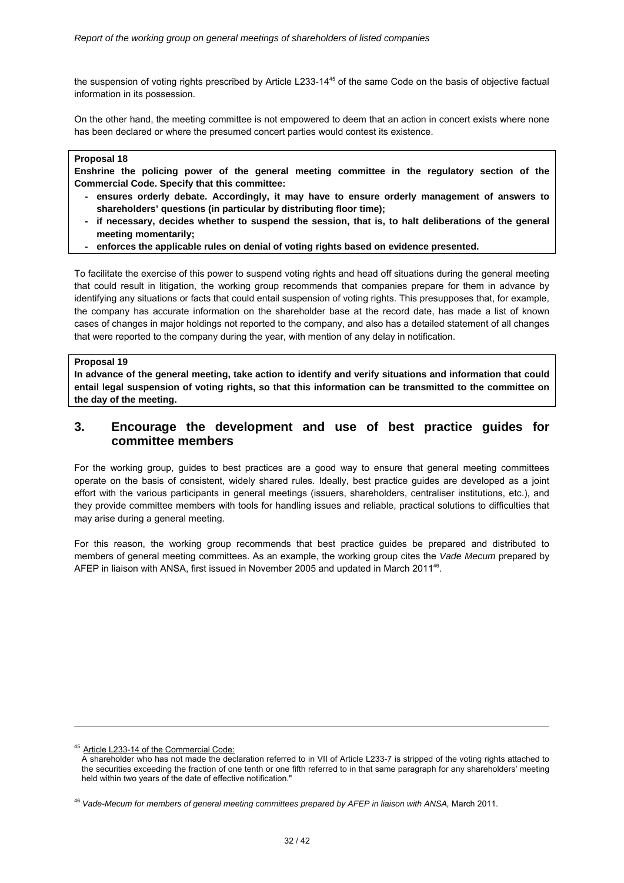the suspension of voting rights prescribed by Article L233-14[45] of the same Code on the basis of objective factual information in its possession.

On the other hand, the meeting committee is not empowered to deem that an action in concert exists where none has been declared or where the presumed concert parties would contest its existence.

**Proposal 18**

**Enshrine the policing power of the general meeting committee in the regulatory section of the Commercial Code. Specify that this committee:**

- **ensures orderly debate. Accordingly, it may have to ensure orderly management of answers to shareholders' questions (in particular by distributing floor time);**
- **if necessary, decides whether to suspend the session, that is, to halt deliberations of the general meeting momentarily;**
- **enforces the applicable rules on denial of voting rights based on evidence presented.**

To facilitate the exercise of this power to suspend voting rights and head off situations during the general meeting that could result in litigation, the working group recommends that companies prepare for them in advance by identifying any situations or facts that could entail suspension of voting rights. This presupposes that, for example, the company has accurate information on the shareholder base at the record date, has made a list of known cases of changes in major holdings not reported to the company, and also has a detailed statement of all changes that were reported to the company during the year, with mention of any delay in notification.

**Proposal 19**

**In advance of the general meeting, take action to identify and verify situations and information that could entail legal suspension of voting rights, so that this information can be transmitted to the committee on the day of the meeting.**

## 3. Encourage the development and use of best practice guides for committee members

For the working group, guides to best practices are a good way to ensure that general meeting committees operate on the basis of consistent, widely shared rules. Ideally, best practice guides are developed as a joint effort with the various participants in general meetings (issuers, shareholders, centraliser institutions, etc.), and they provide committee members with tools for handling issues and reliable, practical solutions to difficulties that may arise during a general meeting.

For this reason, the working group recommends that best practice guides be prepared and distributed to members of general meeting committees. As an example, the working group cites the *Vade Mecum* prepared by AFEP in liaison with ANSA, first issued in November 2005 and updated in March 2011[46].

---

[45] Article L233-14 of the Commercial Code:
A shareholder who has not made the declaration referred to in VII of Article L233-7 is stripped of the voting rights attached to the securities exceeding the fraction of one tenth or one fifth referred to in that same paragraph for any shareholders' meeting held within two years of the date of effective notification."

[46] *Vade-Mecum for members of general meeting committees prepared by AFEP in liaison with ANSA,* March 2011.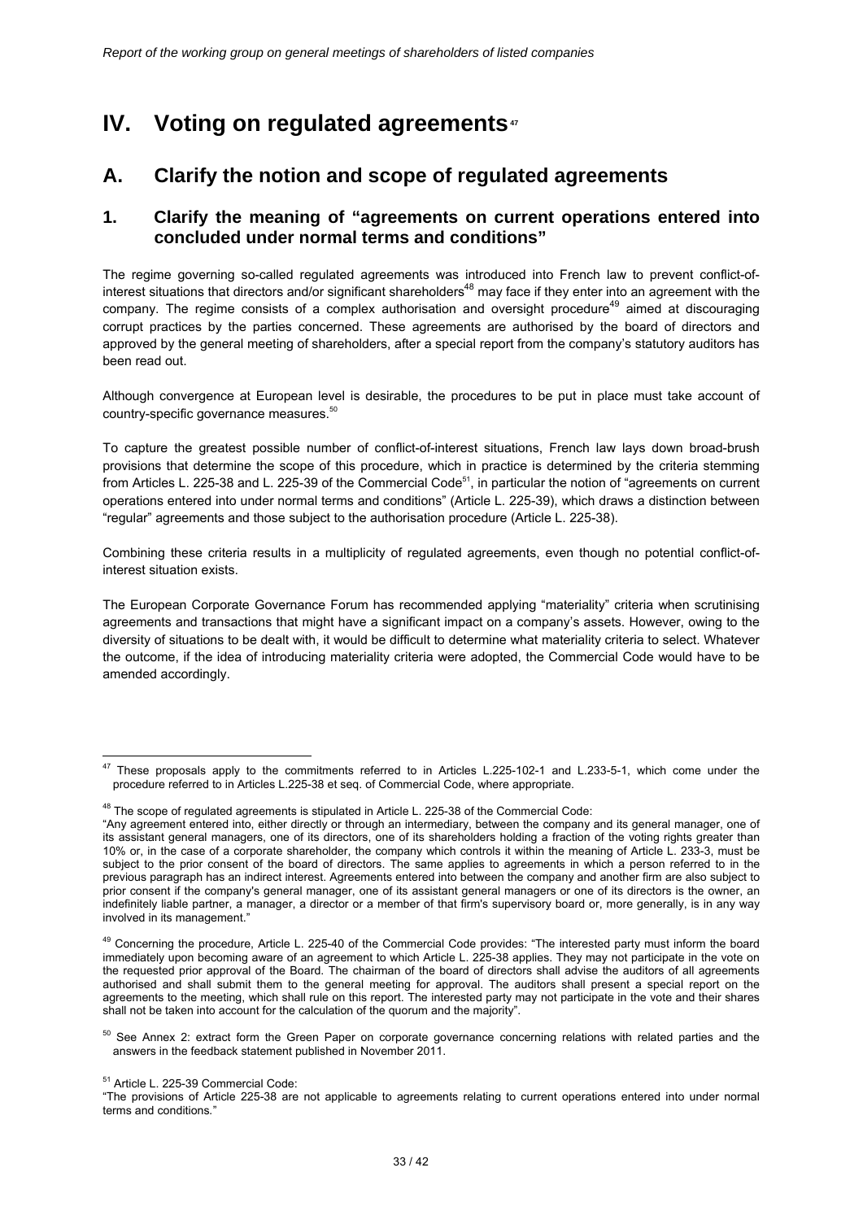# IV. Voting on regulated agreements[47]

## A. Clarify the notion and scope of regulated agreements

### 1. Clarify the meaning of "agreements on current operations entered into concluded under normal terms and conditions"

The regime governing so-called regulated agreements was introduced into French law to prevent conflict-of-interest situations that directors and/or significant shareholders[48] may face if they enter into an agreement with the company. The regime consists of a complex authorisation and oversight procedure[49] aimed at discouraging corrupt practices by the parties concerned. These agreements are authorised by the board of directors and approved by the general meeting of shareholders, after a special report from the company's statutory auditors has been read out.

Although convergence at European level is desirable, the procedures to be put in place must take account of country-specific governance measures.[50]

To capture the greatest possible number of conflict-of-interest situations, French law lays down broad-brush provisions that determine the scope of this procedure, which in practice is determined by the criteria stemming from Articles L. 225-38 and L. 225-39 of the Commercial Code[51], in particular the notion of "agreements on current operations entered into under normal terms and conditions" (Article L. 225-39), which draws a distinction between "regular" agreements and those subject to the authorisation procedure (Article L. 225-38).

Combining these criteria results in a multiplicity of regulated agreements, even though no potential conflict-of-interest situation exists.

The European Corporate Governance Forum has recommended applying "materiality" criteria when scrutinising agreements and transactions that might have a significant impact on a company's assets. However, owing to the diversity of situations to be dealt with, it would be difficult to determine what materiality criteria to select. Whatever the outcome, if the idea of introducing materiality criteria were adopted, the Commercial Code would have to be amended accordingly.

---

[47] These proposals apply to the commitments referred to in Articles L.225-102-1 and L.233-5-1, which come under the procedure referred to in Articles L.225-38 et seq. of Commercial Code, where appropriate.

[48] The scope of regulated agreements is stipulated in Article L. 225-38 of the Commercial Code:
"Any agreement entered into, either directly or through an intermediary, between the company and its general manager, one of its assistant general managers, one of its directors, one of its shareholders holding a fraction of the voting rights greater than 10% or, in the case of a corporate shareholder, the company which controls it within the meaning of Article L. 233-3, must be subject to the prior consent of the board of directors. The same applies to agreements in which a person referred to in the previous paragraph has an indirect interest. Agreements entered into between the company and another firm are also subject to prior consent if the company's general manager, one of its assistant general managers or one of its directors is the owner, an indefinitely liable partner, a manager, a director or a member of that firm's supervisory board or, more generally, is in any way involved in its management."

[49] Concerning the procedure, Article L. 225-40 of the Commercial Code provides: "The interested party must inform the board immediately upon becoming aware of an agreement to which Article L. 225-38 applies. They may not participate in the vote on the requested prior approval of the Board. The chairman of the board of directors shall advise the auditors of all agreements authorised and shall submit them to the general meeting for approval. The auditors shall present a special report on the agreements to the meeting, which shall rule on this report. The interested party may not participate in the vote and their shares shall not be taken into account for the calculation of the quorum and the majority".

[50] See Annex 2: extract form the Green Paper on corporate governance concerning relations with related parties and the answers in the feedback statement published in November 2011.

[51] Article L. 225-39 Commercial Code:
"The provisions of Article 225-38 are not applicable to agreements relating to current operations entered into under normal terms and conditions."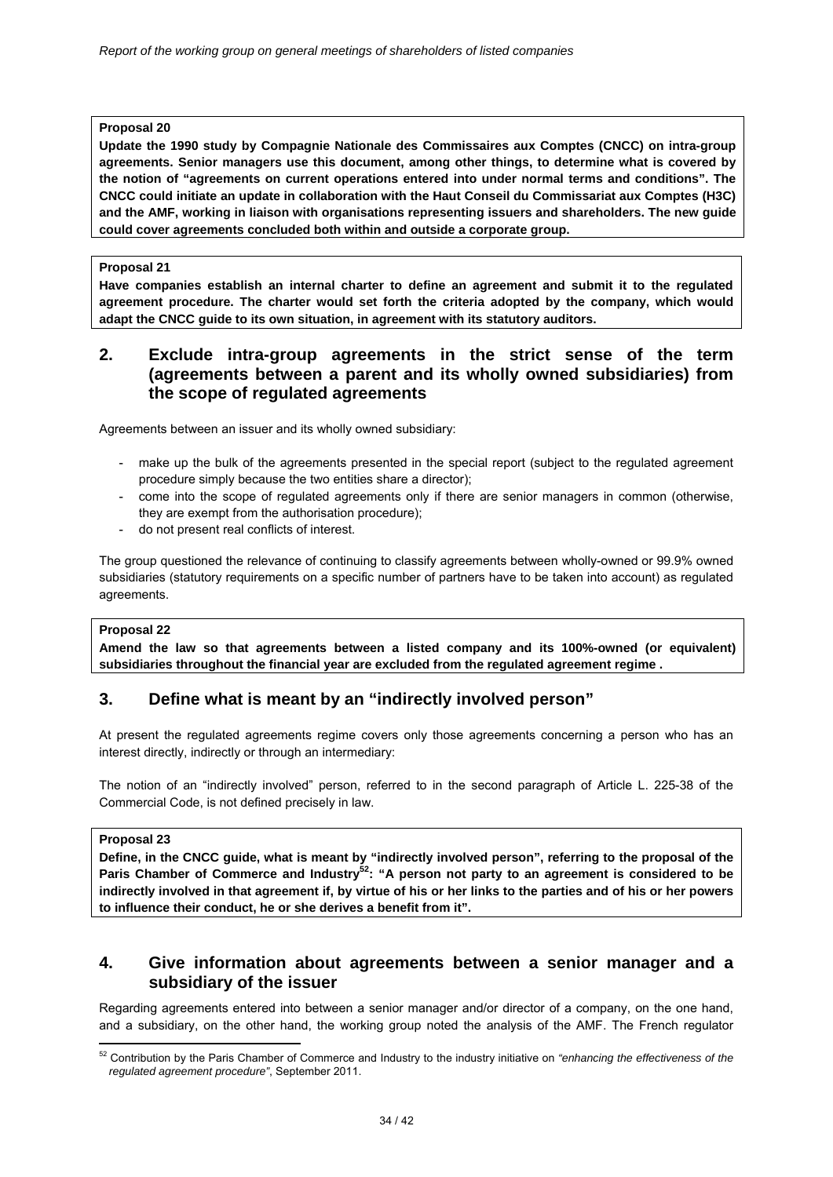**Proposal 20**

**Update the 1990 study by Compagnie Nationale des Commissaires aux Comptes (CNCC) on intra-group agreements. Senior managers use this document, among other things, to determine what is covered by the notion of "agreements on current operations entered into under normal terms and conditions". The CNCC could initiate an update in collaboration with the Haut Conseil du Commissariat aux Comptes (H3C) and the AMF, working in liaison with organisations representing issuers and shareholders. The new guide could cover agreements concluded both within and outside a corporate group.**

**Proposal 21**

**Have companies establish an internal charter to define an agreement and submit it to the regulated agreement procedure. The charter would set forth the criteria adopted by the company, which would adapt the CNCC guide to its own situation, in agreement with its statutory auditors.**

## 2. Exclude intra-group agreements in the strict sense of the term (agreements between a parent and its wholly owned subsidiaries) from the scope of regulated agreements

Agreements between an issuer and its wholly owned subsidiary:

- make up the bulk of the agreements presented in the special report (subject to the regulated agreement procedure simply because the two entities share a director);
- come into the scope of regulated agreements only if there are senior managers in common (otherwise, they are exempt from the authorisation procedure);
- do not present real conflicts of interest.

The group questioned the relevance of continuing to classify agreements between wholly-owned or 99.9% owned subsidiaries (statutory requirements on a specific number of partners have to be taken into account) as regulated agreements.

**Proposal 22**

**Amend the law so that agreements between a listed company and its 100%-owned (or equivalent) subsidiaries throughout the financial year are excluded from the regulated agreement regime .**

## 3. Define what is meant by an "indirectly involved person"

At present the regulated agreements regime covers only those agreements concerning a person who has an interest directly, indirectly or through an intermediary:

The notion of an "indirectly involved" person, referred to in the second paragraph of Article L. 225-38 of the Commercial Code, is not defined precisely in law.

**Proposal 23**

**Define, in the CNCC guide, what is meant by "indirectly involved person", referring to the proposal of the Paris Chamber of Commerce and Industry[52]: "A person not party to an agreement is considered to be indirectly involved in that agreement if, by virtue of his or her links to the parties and of his or her powers to influence their conduct, he or she derives a benefit from it".**

## 4. Give information about agreements between a senior manager and a subsidiary of the issuer

Regarding agreements entered into between a senior manager and/or director of a company, on the one hand, and a subsidiary, on the other hand, the working group noted the analysis of the AMF. The French regulator

[52] Contribution by the Paris Chamber of Commerce and Industry to the industry initiative on *"enhancing the effectiveness of the regulated agreement procedure"*, September 2011.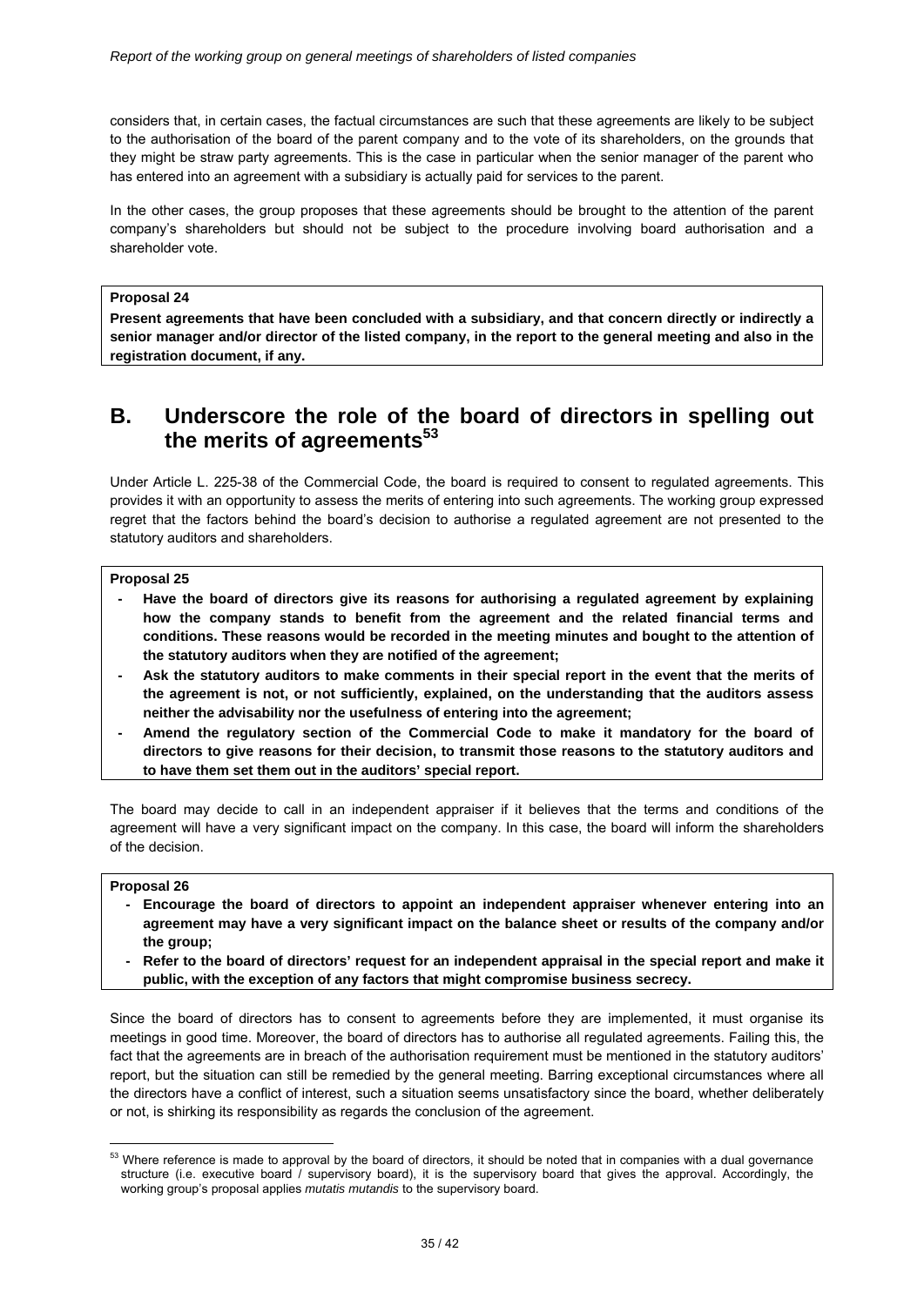considers that, in certain cases, the factual circumstances are such that these agreements are likely to be subject to the authorisation of the board of the parent company and to the vote of its shareholders, on the grounds that they might be straw party agreements. This is the case in particular when the senior manager of the parent who has entered into an agreement with a subsidiary is actually paid for services to the parent.

In the other cases, the group proposes that these agreements should be brought to the attention of the parent company's shareholders but should not be subject to the procedure involving board authorisation and a shareholder vote.

> **Proposal 24**
>
> **Present agreements that have been concluded with a subsidiary, and that concern directly or indirectly a senior manager and/or director of the listed company, in the report to the general meeting and also in the registration document, if any.**

## B. Underscore the role of the board of directors in spelling out the merits of agreements[53]

Under Article L. 225-38 of the Commercial Code, the board is required to consent to regulated agreements. This provides it with an opportunity to assess the merits of entering into such agreements. The working group expressed regret that the factors behind the board's decision to authorise a regulated agreement are not presented to the statutory auditors and shareholders.

> **Proposal 25**
>
> - **Have the board of directors give its reasons for authorising a regulated agreement by explaining how the company stands to benefit from the agreement and the related financial terms and conditions. These reasons would be recorded in the meeting minutes and bought to the attention of the statutory auditors when they are notified of the agreement;**
> - **Ask the statutory auditors to make comments in their special report in the event that the merits of the agreement is not, or not sufficiently, explained, on the understanding that the auditors assess neither the advisability nor the usefulness of entering into the agreement;**
> - **Amend the regulatory section of the Commercial Code to make it mandatory for the board of directors to give reasons for their decision, to transmit those reasons to the statutory auditors and to have them set them out in the auditors' special report.**

The board may decide to call in an independent appraiser if it believes that the terms and conditions of the agreement will have a very significant impact on the company. In this case, the board will inform the shareholders of the decision.

> **Proposal 26**
>
> - **Encourage the board of directors to appoint an independent appraiser whenever entering into an agreement may have a very significant impact on the balance sheet or results of the company and/or the group;**
> - **Refer to the board of directors' request for an independent appraisal in the special report and make it public, with the exception of any factors that might compromise business secrecy.**

Since the board of directors has to consent to agreements before they are implemented, it must organise its meetings in good time. Moreover, the board of directors has to authorise all regulated agreements. Failing this, the fact that the agreements are in breach of the authorisation requirement must be mentioned in the statutory auditors' report, but the situation can still be remedied by the general meeting. Barring exceptional circumstances where all the directors have a conflict of interest, such a situation seems unsatisfactory since the board, whether deliberately or not, is shirking its responsibility as regards the conclusion of the agreement.

---

[53] Where reference is made to approval by the board of directors, it should be noted that in companies with a dual governance structure (i.e. executive board / supervisory board), it is the supervisory board that gives the approval. Accordingly, the working group's proposal applies *mutatis mutandis* to the supervisory board.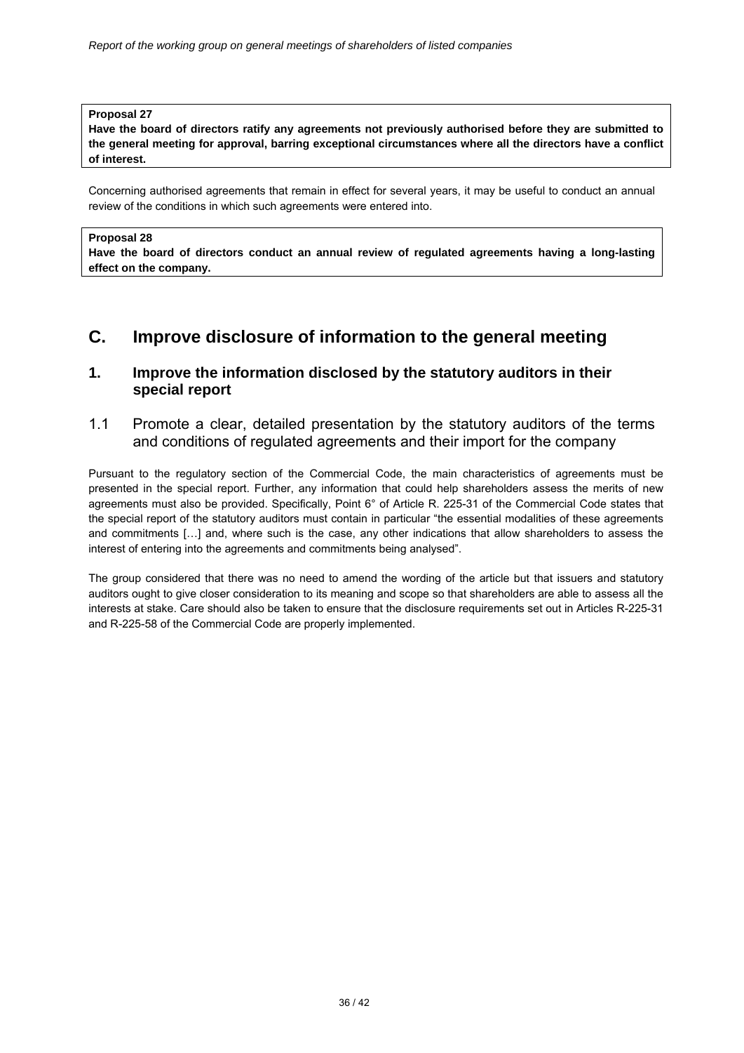**Proposal 27**
**Have the board of directors ratify any agreements not previously authorised before they are submitted to the general meeting for approval, barring exceptional circumstances where all the directors have a conflict of interest.**

Concerning authorised agreements that remain in effect for several years, it may be useful to conduct an annual review of the conditions in which such agreements were entered into.

**Proposal 28**
**Have the board of directors conduct an annual review of regulated agreements having a long-lasting effect on the company.**

## C. Improve disclosure of information to the general meeting

### 1. Improve the information disclosed by the statutory auditors in their special report

#### 1.1 Promote a clear, detailed presentation by the statutory auditors of the terms and conditions of regulated agreements and their import for the company

Pursuant to the regulatory section of the Commercial Code, the main characteristics of agreements must be presented in the special report. Further, any information that could help shareholders assess the merits of new agreements must also be provided. Specifically, Point 6° of Article R. 225-31 of the Commercial Code states that the special report of the statutory auditors must contain in particular "the essential modalities of these agreements and commitments […] and, where such is the case, any other indications that allow shareholders to assess the interest of entering into the agreements and commitments being analysed".

The group considered that there was no need to amend the wording of the article but that issuers and statutory auditors ought to give closer consideration to its meaning and scope so that shareholders are able to assess all the interests at stake. Care should also be taken to ensure that the disclosure requirements set out in Articles R-225-31 and R-225-58 of the Commercial Code are properly implemented.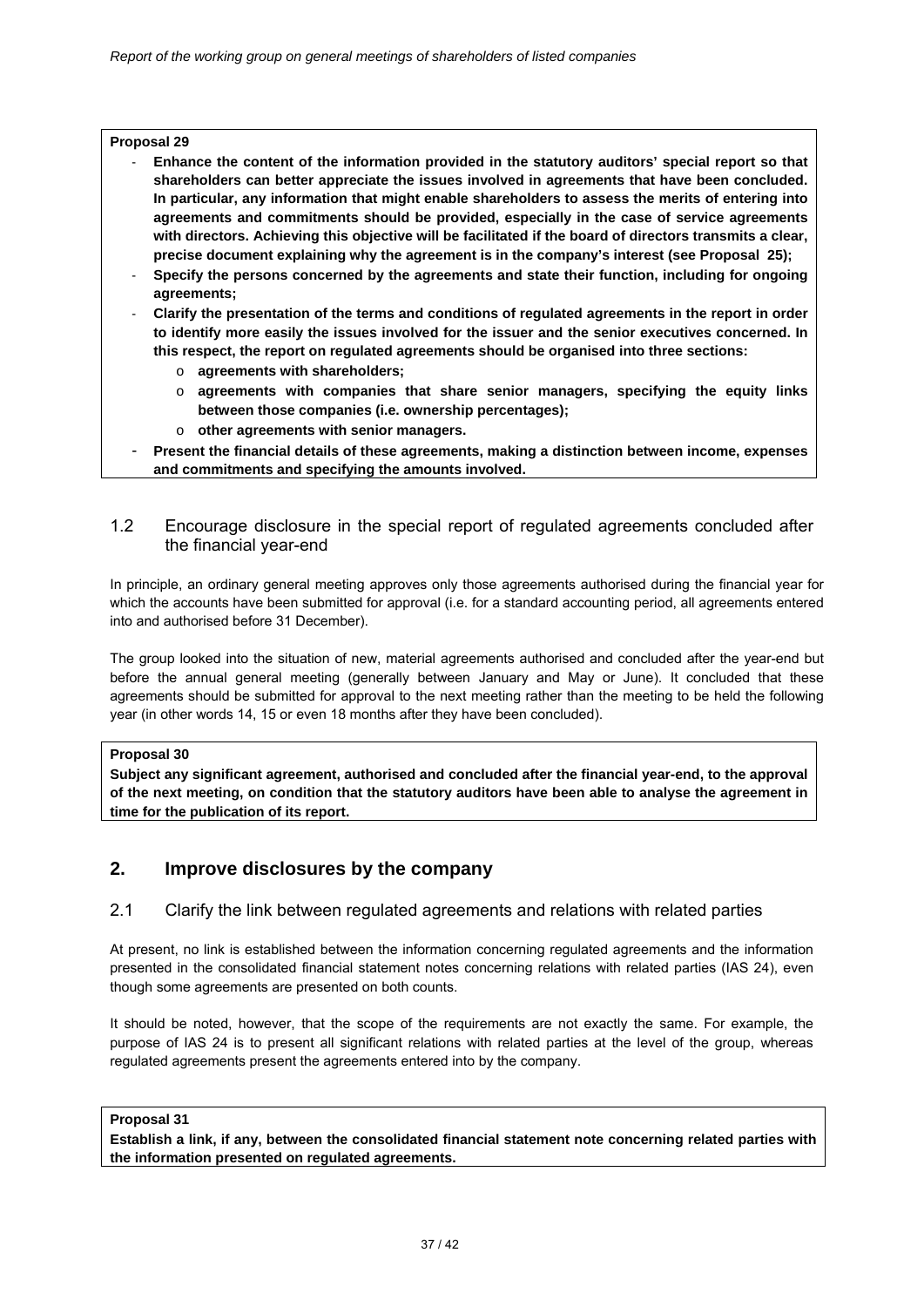**Proposal 29**

- **Enhance the content of the information provided in the statutory auditors' special report so that shareholders can better appreciate the issues involved in agreements that have been concluded. In particular, any information that might enable shareholders to assess the merits of entering into agreements and commitments should be provided, especially in the case of service agreements with directors. Achieving this objective will be facilitated if the board of directors transmits a clear, precise document explaining why the agreement is in the company's interest (see Proposal 25);**
- **Specify the persons concerned by the agreements and state their function, including for ongoing agreements;**
- **Clarify the presentation of the terms and conditions of regulated agreements in the report in order to identify more easily the issues involved for the issuer and the senior executives concerned. In this respect, the report on regulated agreements should be organised into three sections:**
  - **agreements with shareholders;**
  - **agreements with companies that share senior managers, specifying the equity links between those companies (i.e. ownership percentages);**
  - **other agreements with senior managers.**
- **Present the financial details of these agreements, making a distinction between income, expenses and commitments and specifying the amounts involved.**

### 1.2 Encourage disclosure in the special report of regulated agreements concluded after the financial year-end

In principle, an ordinary general meeting approves only those agreements authorised during the financial year for which the accounts have been submitted for approval (i.e. for a standard accounting period, all agreements entered into and authorised before 31 December).

The group looked into the situation of new, material agreements authorised and concluded after the year-end but before the annual general meeting (generally between January and May or June). It concluded that these agreements should be submitted for approval to the next meeting rather than the meeting to be held the following year (in other words 14, 15 or even 18 months after they have been concluded).

**Proposal 30**

**Subject any significant agreement, authorised and concluded after the financial year-end, to the approval of the next meeting, on condition that the statutory auditors have been able to analyse the agreement in time for the publication of its report.**

## 2. Improve disclosures by the company

### 2.1 Clarify the link between regulated agreements and relations with related parties

At present, no link is established between the information concerning regulated agreements and the information presented in the consolidated financial statement notes concerning relations with related parties (IAS 24), even though some agreements are presented on both counts.

It should be noted, however, that the scope of the requirements are not exactly the same. For example, the purpose of IAS 24 is to present all significant relations with related parties at the level of the group, whereas regulated agreements present the agreements entered into by the company.

**Proposal 31**

**Establish a link, if any, between the consolidated financial statement note concerning related parties with the information presented on regulated agreements.**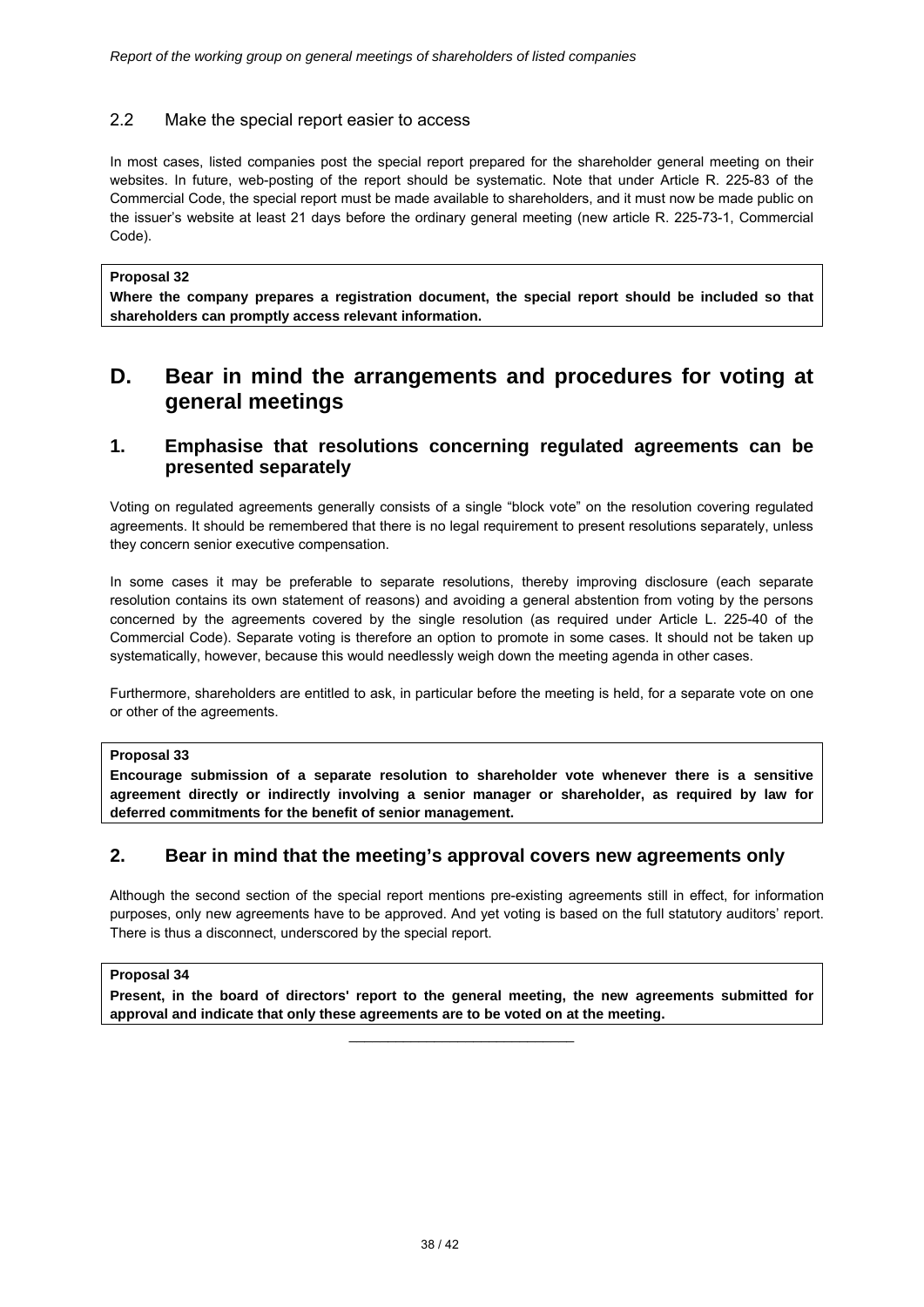### 2.2 Make the special report easier to access

In most cases, listed companies post the special report prepared for the shareholder general meeting on their websites. In future, web-posting of the report should be systematic. Note that under Article R. 225-83 of the Commercial Code, the special report must be made available to shareholders, and it must now be made public on the issuer's website at least 21 days before the ordinary general meeting (new article R. 225-73-1, Commercial Code).

**Proposal 32**
**Where the company prepares a registration document, the special report should be included so that shareholders can promptly access relevant information.**

# D. Bear in mind the arrangements and procedures for voting at general meetings

## 1. Emphasise that resolutions concerning regulated agreements can be presented separately

Voting on regulated agreements generally consists of a single "block vote" on the resolution covering regulated agreements. It should be remembered that there is no legal requirement to present resolutions separately, unless they concern senior executive compensation.

In some cases it may be preferable to separate resolutions, thereby improving disclosure (each separate resolution contains its own statement of reasons) and avoiding a general abstention from voting by the persons concerned by the agreements covered by the single resolution (as required under Article L. 225-40 of the Commercial Code). Separate voting is therefore an option to promote in some cases. It should not be taken up systematically, however, because this would needlessly weigh down the meeting agenda in other cases.

Furthermore, shareholders are entitled to ask, in particular before the meeting is held, for a separate vote on one or other of the agreements.

**Proposal 33**
**Encourage submission of a separate resolution to shareholder vote whenever there is a sensitive agreement directly or indirectly involving a senior manager or shareholder, as required by law for deferred commitments for the benefit of senior management.**

## 2. Bear in mind that the meeting's approval covers new agreements only

Although the second section of the special report mentions pre-existing agreements still in effect, for information purposes, only new agreements have to be approved. And yet voting is based on the full statutory auditors' report. There is thus a disconnect, underscored by the special report.

**Proposal 34**
**Present, in the board of directors' report to the general meeting, the new agreements submitted for approval and indicate that only these agreements are to be voted on at the meeting.**

---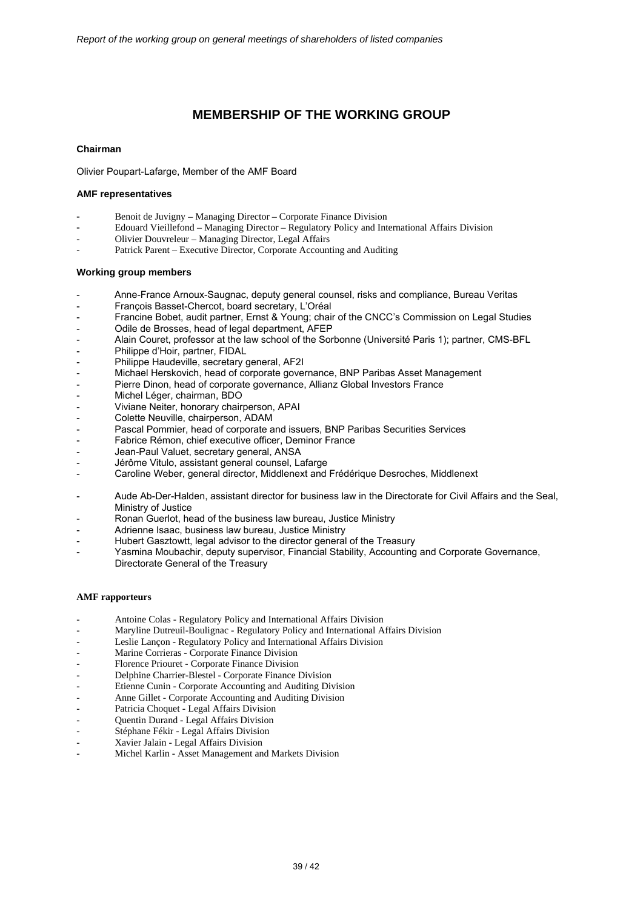# MEMBERSHIP OF THE WORKING GROUP

**Chairman**

Olivier Poupart-Lafarge, Member of the AMF Board

**AMF representatives**

- Benoit de Juvigny – Managing Director – Corporate Finance Division
- Edouard Vieillefond – Managing Director – Regulatory Policy and International Affairs Division
- Olivier Douvreleur – Managing Director, Legal Affairs
- Patrick Parent – Executive Director, Corporate Accounting and Auditing

**Working group members**

- Anne-France Arnoux-Saugnac, deputy general counsel, risks and compliance, Bureau Veritas
- François Basset-Chercot, board secretary, L'Oréal
- Francine Bobet, audit partner, Ernst & Young; chair of the CNCC's Commission on Legal Studies
- Odile de Brosses, head of legal department, AFEP
- Alain Couret, professor at the law school of the Sorbonne (Université Paris 1); partner, CMS-BFL
- Philippe d'Hoir, partner, FIDAL
- Philippe Haudeville, secretary general, AF2I
- Michael Herskovich, head of corporate governance, BNP Paribas Asset Management
- Pierre Dinon, head of corporate governance, Allianz Global Investors France
- Michel Léger, chairman, BDO
- Viviane Neiter, honorary chairperson, APAI
- Colette Neuville, chairperson, ADAM
- Pascal Pommier, head of corporate and issuers, BNP Paribas Securities Services
- Fabrice Rémon, chief executive officer, Deminor France
- Jean-Paul Valuet, secretary general, ANSA
- Jérôme Vitulo, assistant general counsel, Lafarge
- Caroline Weber, general director, Middlenext and Frédérique Desroches, Middlenext

- Aude Ab-Der-Halden, assistant director for business law in the Directorate for Civil Affairs and the Seal, Ministry of Justice
- Ronan Guerlot, head of the business law bureau, Justice Ministry
- Adrienne Isaac, business law bureau, Justice Ministry
- Hubert Gasztowtt, legal advisor to the director general of the Treasury
- Yasmina Moubachir, deputy supervisor, Financial Stability, Accounting and Corporate Governance, Directorate General of the Treasury

**AMF rapporteurs**

- Antoine Colas - Regulatory Policy and International Affairs Division
- Maryline Dutreuil-Boulignac - Regulatory Policy and International Affairs Division
- Leslie Lançon - Regulatory Policy and International Affairs Division
- Marine Corrieras - Corporate Finance Division
- Florence Priouret - Corporate Finance Division
- Delphine Charrier-Blestel - Corporate Finance Division
- Etienne Cunin - Corporate Accounting and Auditing Division
- Anne Gillet - Corporate Accounting and Auditing Division
- Patricia Choquet - Legal Affairs Division
- Quentin Durand - Legal Affairs Division
- Stéphane Fékir - Legal Affairs Division
- Xavier Jalain - Legal Affairs Division
- Michel Karlin - Asset Management and Markets Division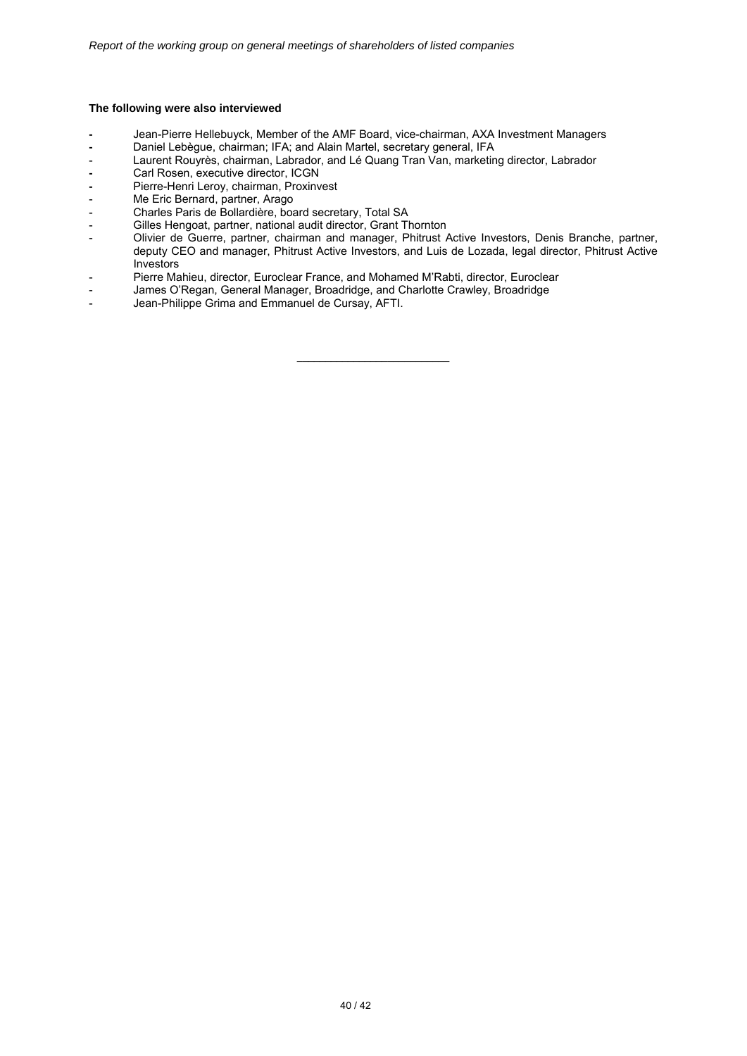**The following were also interviewed**

- Jean-Pierre Hellebuyck, Member of the AMF Board, vice-chairman, AXA Investment Managers
- Daniel Lebègue, chairman; IFA; and Alain Martel, secretary general, IFA
- Laurent Rouyrès, chairman, Labrador, and Lé Quang Tran Van, marketing director, Labrador
- Carl Rosen, executive director, ICGN
- Pierre-Henri Leroy, chairman, Proxinvest
- Me Eric Bernard, partner, Arago
- Charles Paris de Bollardière, board secretary, Total SA
- Gilles Hengoat, partner, national audit director, Grant Thornton
- Olivier de Guerre, partner, chairman and manager, Phitrust Active Investors, Denis Branche, partner, deputy CEO and manager, Phitrust Active Investors, and Luis de Lozada, legal director, Phitrust Active Investors
- Pierre Mahieu, director, Euroclear France, and Mohamed M'Rabti, director, Euroclear
- James O'Regan, General Manager, Broadridge, and Charlotte Crawley, Broadridge
- Jean-Philippe Grima and Emmanuel de Cursay, AFTI.

---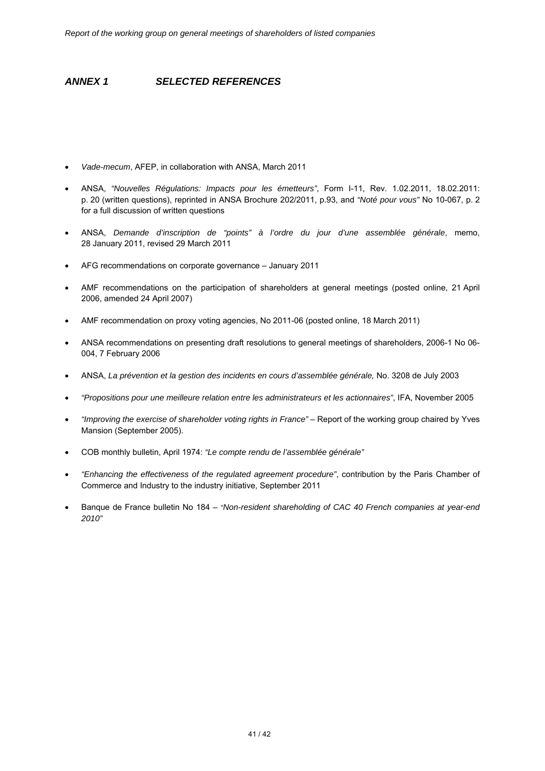## *ANNEX 1 SELECTED REFERENCES*

- *Vade-mecum*, AFEP, in collaboration with ANSA, March 2011
- ANSA, *"Nouvelles Régulations: Impacts pour les émetteurs"*, Form I-11, Rev. 1.02.2011, 18.02.2011: p. 20 (written questions), reprinted in ANSA Brochure 202/2011, p.93, and *"Noté pour vous"* No 10-067, p. 2 for a full discussion of written questions
- ANSA, *Demande d'inscription de "points" à l'ordre du jour d'une assemblée générale*, memo, 28 January 2011, revised 29 March 2011
- AFG recommendations on corporate governance – January 2011
- AMF recommendations on the participation of shareholders at general meetings (posted online, 21 April 2006, amended 24 April 2007)
- AMF recommendation on proxy voting agencies, No 2011-06 (posted online, 18 March 2011)
- ANSA recommendations on presenting draft resolutions to general meetings of shareholders, 2006-1 No 06-004, 7 February 2006
- ANSA, *La prévention et la gestion des incidents en cours d'assemblée générale,* No. 3208 de July 2003
- *"Propositions pour une meilleure relation entre les administrateurs et les actionnaires"*, IFA, November 2005
- *"Improving the exercise of shareholder voting rights in France"* – Report of the working group chaired by Yves Mansion (September 2005).
- COB monthly bulletin, April 1974: *"Le compte rendu de l'assemblée générale"*
- *"Enhancing the effectiveness of the regulated agreement procedure"*, contribution by the Paris Chamber of Commerce and Industry to the industry initiative, September 2011
- Banque de France bulletin No 184 – *"Non-resident shareholding of CAC 40 French companies at year-end 2010"*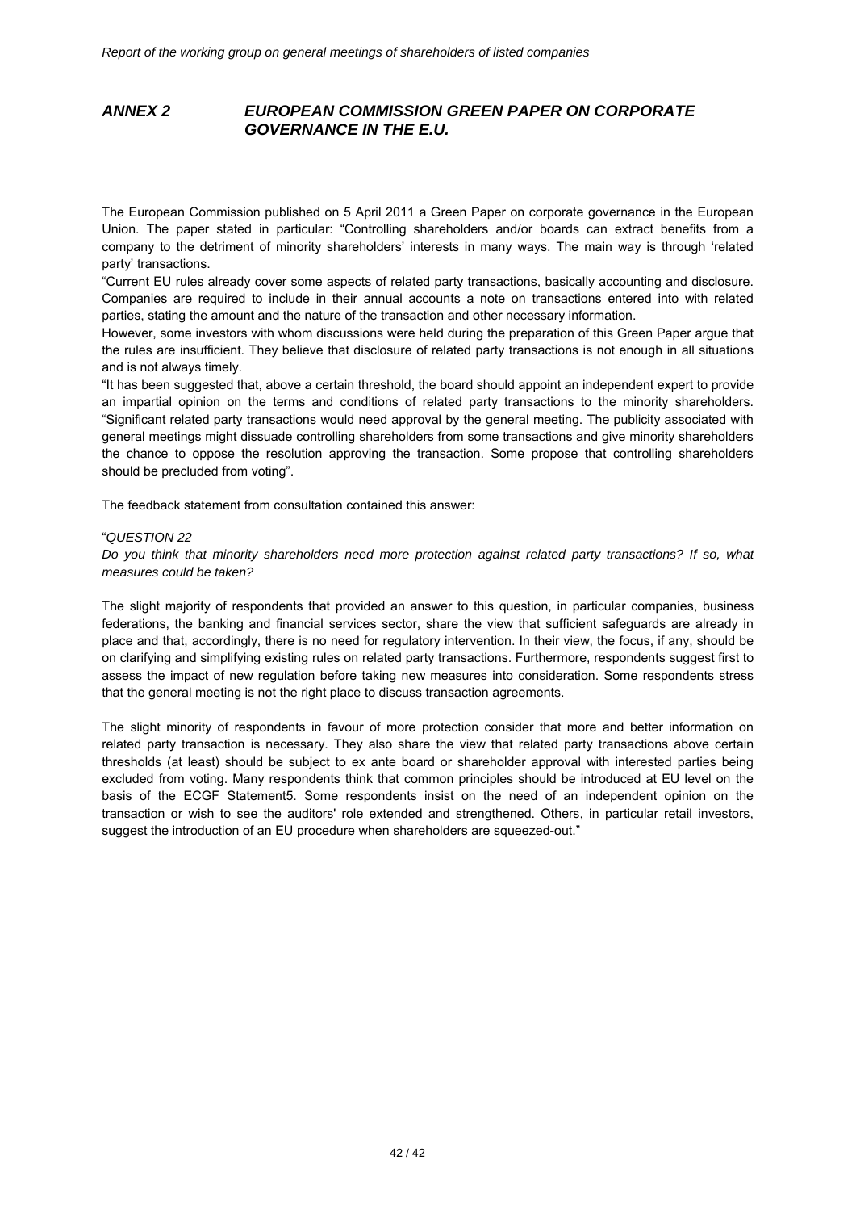## *ANNEX 2 EUROPEAN COMMISSION GREEN PAPER ON CORPORATE GOVERNANCE IN THE E.U.*

The European Commission published on 5 April 2011 a Green Paper on corporate governance in the European Union. The paper stated in particular: “Controlling shareholders and/or boards can extract benefits from a company to the detriment of minority shareholders' interests in many ways. The main way is through ‘related party’ transactions.

“Current EU rules already cover some aspects of related party transactions, basically accounting and disclosure. Companies are required to include in their annual accounts a note on transactions entered into with related parties, stating the amount and the nature of the transaction and other necessary information.

However, some investors with whom discussions were held during the preparation of this Green Paper argue that the rules are insufficient. They believe that disclosure of related party transactions is not enough in all situations and is not always timely.

“It has been suggested that, above a certain threshold, the board should appoint an independent expert to provide an impartial opinion on the terms and conditions of related party transactions to the minority shareholders. “Significant related party transactions would need approval by the general meeting. The publicity associated with general meetings might dissuade controlling shareholders from some transactions and give minority shareholders the chance to oppose the resolution approving the transaction. Some propose that controlling shareholders should be precluded from voting”.

The feedback statement from consultation contained this answer:

“*QUESTION 22*

*Do you think that minority shareholders need more protection against related party transactions? If so, what measures could be taken?*

The slight majority of respondents that provided an answer to this question, in particular companies, business federations, the banking and financial services sector, share the view that sufficient safeguards are already in place and that, accordingly, there is no need for regulatory intervention. In their view, the focus, if any, should be on clarifying and simplifying existing rules on related party transactions. Furthermore, respondents suggest first to assess the impact of new regulation before taking new measures into consideration. Some respondents stress that the general meeting is not the right place to discuss transaction agreements.

The slight minority of respondents in favour of more protection consider that more and better information on related party transaction is necessary. They also share the view that related party transactions above certain thresholds (at least) should be subject to ex ante board or shareholder approval with interested parties being excluded from voting. Many respondents think that common principles should be introduced at EU level on the basis of the ECGF Statement5. Some respondents insist on the need of an independent opinion on the transaction or wish to see the auditors' role extended and strengthened. Others, in particular retail investors, suggest the introduction of an EU procedure when shareholders are squeezed-out.”